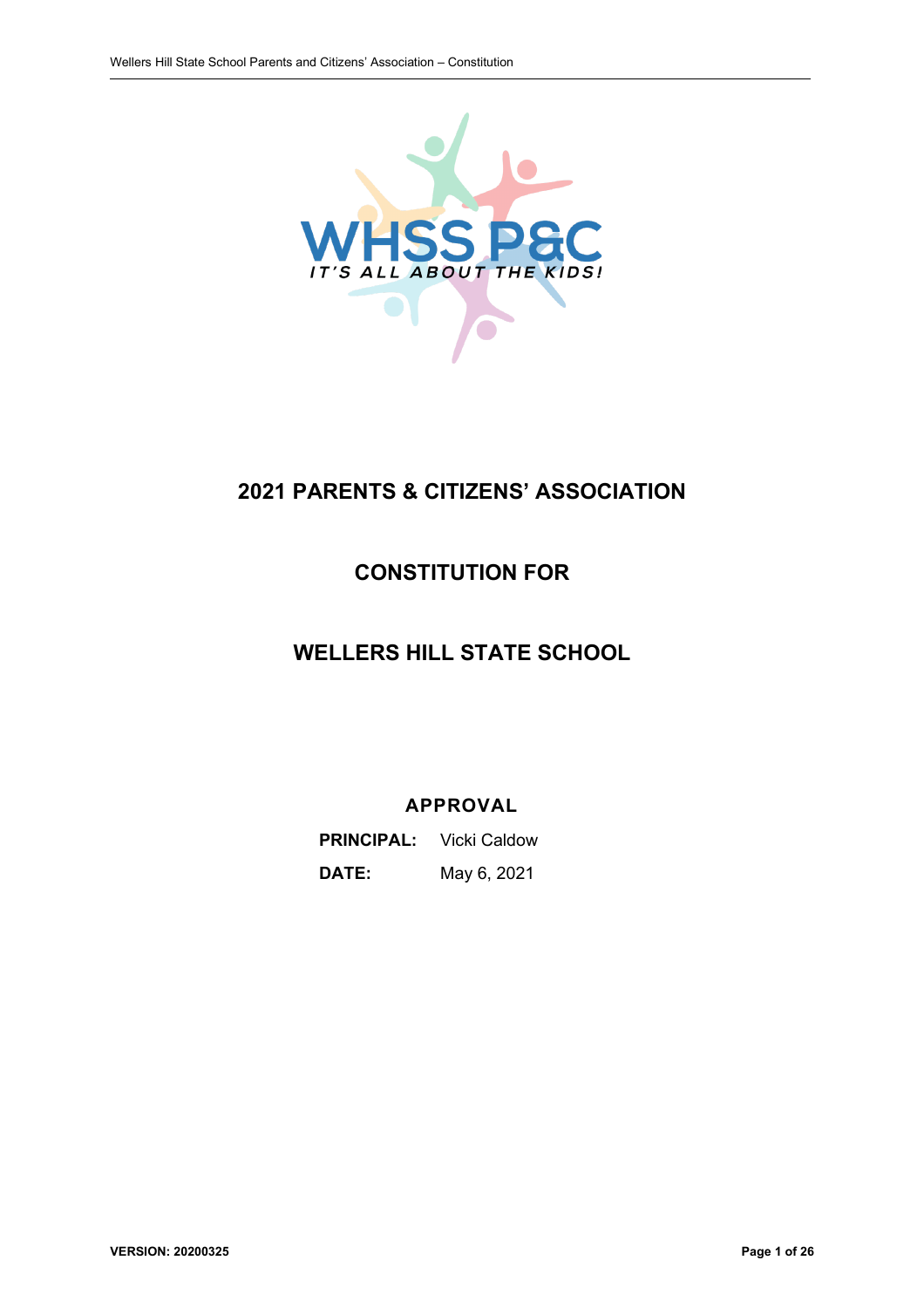# 2021 PARENTS & CITIZENS' ASSOCIATION

## CONSTITUTION FOR

## WELLERS HILL STATE SCHOOL

### APPROVAL

**PRINCIPAL:** Vicki Caldow

**DATE:** May 6, 2021

**VERSION: 20200325**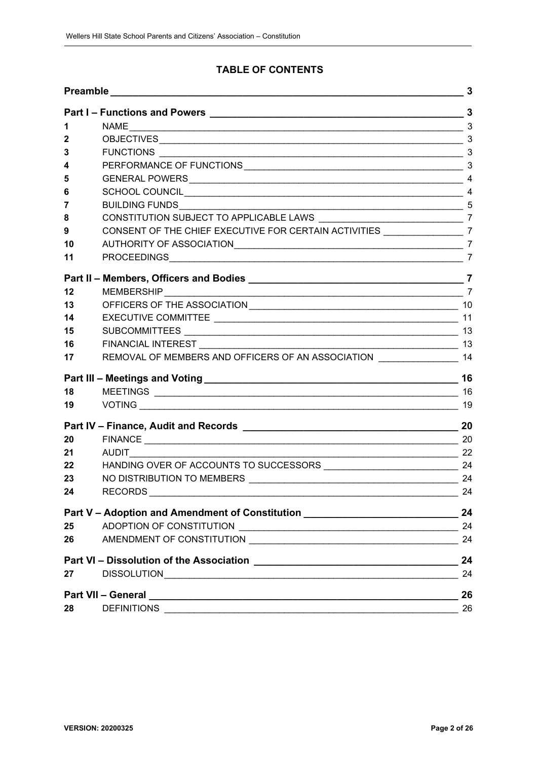# TABLE OF CONTENTS

| | | |
|---|---|---|
| **Preamble** | | **3** |
| **Part I – Functions and Powers** | | **3** |
| **1** | NAME | 3 |
| **2** | OBJECTIVES | 3 |
| **3** | FUNCTIONS | 3 |
| **4** | PERFORMANCE OF FUNCTIONS | 3 |
| **5** | GENERAL POWERS | 4 |
| **6** | SCHOOL COUNCIL | 4 |
| **7** | BUILDING FUNDS | 5 |
| **8** | CONSTITUTION SUBJECT TO APPLICABLE LAWS | 7 |
| **9** | CONSENT OF THE CHIEF EXECUTIVE FOR CERTAIN ACTIVITIES | 7 |
| **10** | AUTHORITY OF ASSOCIATION | 7 |
| **11** | PROCEEDINGS | 7 |
| **Part II – Members, Officers and Bodies** | | **7** |
| **12** | MEMBERSHIP | 7 |
| **13** | OFFICERS OF THE ASSOCIATION | 10 |
| **14** | EXECUTIVE COMMITTEE | 11 |
| **15** | SUBCOMMITTEES | 13 |
| **16** | FINANCIAL INTEREST | 13 |
| **17** | REMOVAL OF MEMBERS AND OFFICERS OF AN ASSOCIATION | 14 |
| **Part III – Meetings and Voting** | | **16** |
| **18** | MEETINGS | 16 |
| **19** | VOTING | 19 |
| **Part IV – Finance, Audit and Records** | | **20** |
| **20** | FINANCE | 20 |
| **21** | AUDIT | 22 |
| **22** | HANDING OVER OF ACCOUNTS TO SUCCESSORS | 24 |
| **23** | NO DISTRIBUTION TO MEMBERS | 24 |
| **24** | RECORDS | 24 |
| **Part V – Adoption and Amendment of Constitution** | | **24** |
| **25** | ADOPTION OF CONSTITUTION | 24 |
| **26** | AMENDMENT OF CONSTITUTION | 24 |
| **Part VI – Dissolution of the Association** | | **24** |
| **27** | DISSOLUTION | 24 |
| **Part VII – General** | | **26** |
| **28** | DEFINITIONS | 26 |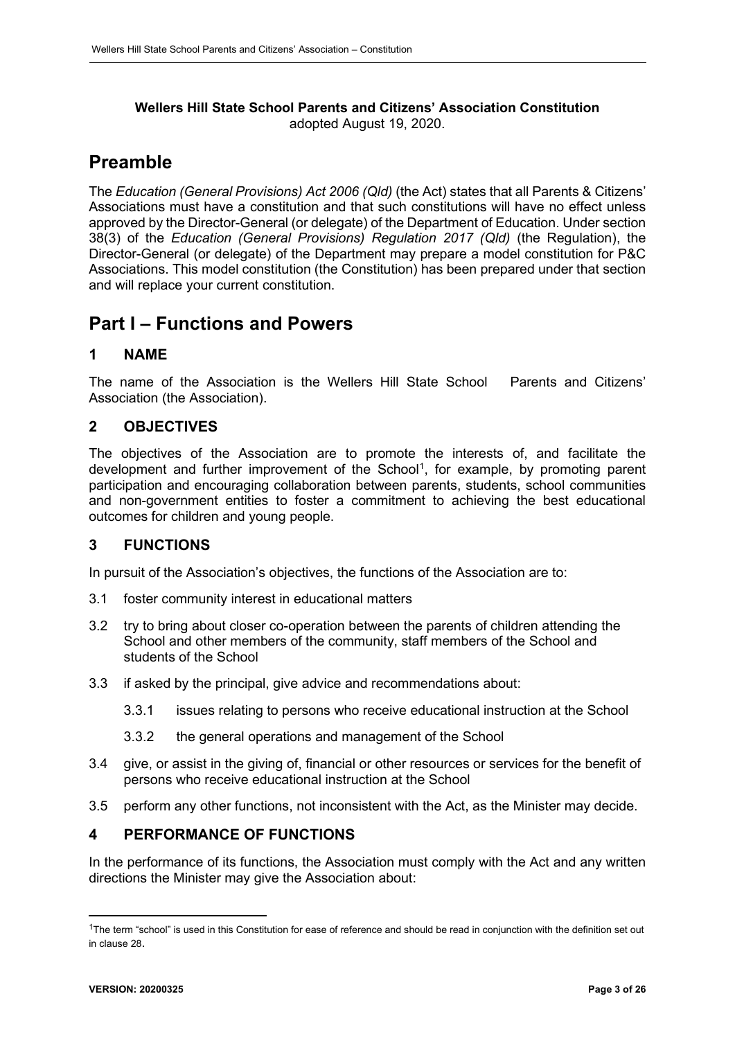**Wellers Hill State School Parents and Citizens' Association Constitution**
adopted August 19, 2020.

# Preamble

The *Education (General Provisions) Act 2006 (Qld)* (the Act) states that all Parents & Citizens' Associations must have a constitution and that such constitutions will have no effect unless approved by the Director-General (or delegate) of the Department of Education. Under section 38(3) of the *Education (General Provisions) Regulation 2017 (Qld)* (the Regulation), the Director-General (or delegate) of the Department may prepare a model constitution for P&C Associations. This model constitution (the Constitution) has been prepared under that section and will replace your current constitution.

# Part I – Functions and Powers

## 1 NAME

The name of the Association is the Wellers Hill State School Parents and Citizens' Association (the Association).

## 2 OBJECTIVES

The objectives of the Association are to promote the interests of, and facilitate the development and further improvement of the School[1], for example, by promoting parent participation and encouraging collaboration between parents, students, school communities and non-government entities to foster a commitment to achieving the best educational outcomes for children and young people.

## 3 FUNCTIONS

In pursuit of the Association's objectives, the functions of the Association are to:

3.1 foster community interest in educational matters

3.2 try to bring about closer co-operation between the parents of children attending the School and other members of the community, staff members of the School and students of the School

3.3 if asked by the principal, give advice and recommendations about:

  3.3.1 issues relating to persons who receive educational instruction at the School

  3.3.2 the general operations and management of the School

3.4 give, or assist in the giving of, financial or other resources or services for the benefit of persons who receive educational instruction at the School

3.5 perform any other functions, not inconsistent with the Act, as the Minister may decide.

## 4 PERFORMANCE OF FUNCTIONS

In the performance of its functions, the Association must comply with the Act and any written directions the Minister may give the Association about:

---

[1] The term "school" is used in this Constitution for ease of reference and should be read in conjunction with the definition set out in clause 28.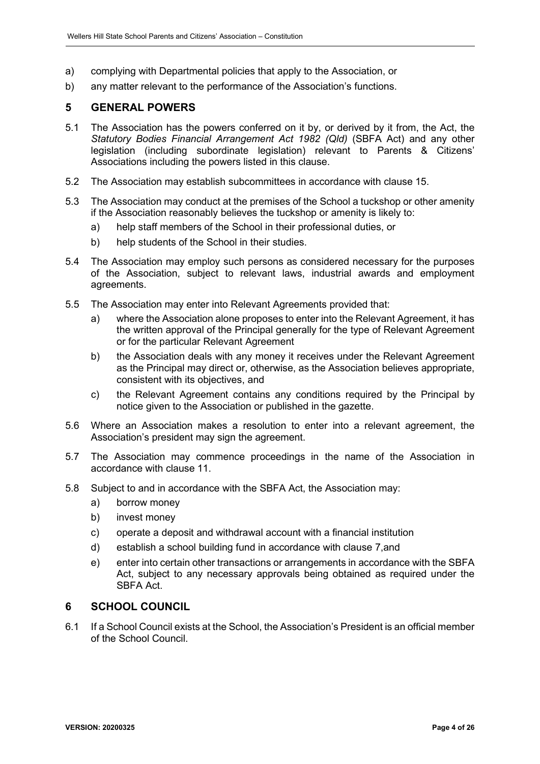a) complying with Departmental policies that apply to the Association, or
b) any matter relevant to the performance of the Association's functions.

## 5 GENERAL POWERS

5.1 The Association has the powers conferred on it by, or derived by it from, the Act, the *Statutory Bodies Financial Arrangement Act 1982 (Qld)* (SBFA Act) and any other legislation (including subordinate legislation) relevant to Parents & Citizens' Associations including the powers listed in this clause.

5.2 The Association may establish subcommittees in accordance with clause 15.

5.3 The Association may conduct at the premises of the School a tuckshop or other amenity if the Association reasonably believes the tuckshop or amenity is likely to:

- a) help staff members of the School in their professional duties, or
- b) help students of the School in their studies.

5.4 The Association may employ such persons as considered necessary for the purposes of the Association, subject to relevant laws, industrial awards and employment agreements.

5.5 The Association may enter into Relevant Agreements provided that:

- a) where the Association alone proposes to enter into the Relevant Agreement, it has the written approval of the Principal generally for the type of Relevant Agreement or for the particular Relevant Agreement
- b) the Association deals with any money it receives under the Relevant Agreement as the Principal may direct or, otherwise, as the Association believes appropriate, consistent with its objectives, and
- c) the Relevant Agreement contains any conditions required by the Principal by notice given to the Association or published in the gazette.

5.6 Where an Association makes a resolution to enter into a relevant agreement, the Association's president may sign the agreement.

5.7 The Association may commence proceedings in the name of the Association in accordance with clause 11.

5.8 Subject to and in accordance with the SBFA Act, the Association may:

- a) borrow money
- b) invest money
- c) operate a deposit and withdrawal account with a financial institution
- d) establish a school building fund in accordance with clause 7,and
- e) enter into certain other transactions or arrangements in accordance with the SBFA Act, subject to any necessary approvals being obtained as required under the SBFA Act.

## 6 SCHOOL COUNCIL

6.1 If a School Council exists at the School, the Association's President is an official member of the School Council.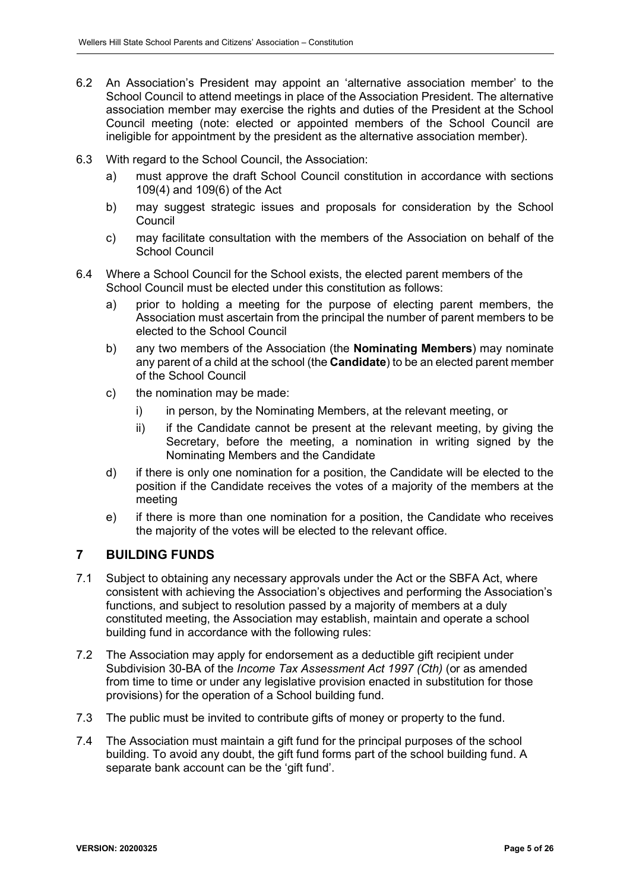6.2 An Association's President may appoint an 'alternative association member' to the School Council to attend meetings in place of the Association President. The alternative association member may exercise the rights and duties of the President at the School Council meeting (note: elected or appointed members of the School Council are ineligible for appointment by the president as the alternative association member).

6.3 With regard to the School Council, the Association:

a) must approve the draft School Council constitution in accordance with sections 109(4) and 109(6) of the Act

b) may suggest strategic issues and proposals for consideration by the School Council

c) may facilitate consultation with the members of the Association on behalf of the School Council

6.4 Where a School Council for the School exists, the elected parent members of the School Council must be elected under this constitution as follows:

a) prior to holding a meeting for the purpose of electing parent members, the Association must ascertain from the principal the number of parent members to be elected to the School Council

b) any two members of the Association (the **Nominating Members**) may nominate any parent of a child at the school (the **Candidate**) to be an elected parent member of the School Council

c) the nomination may be made:

i) in person, by the Nominating Members, at the relevant meeting, or

ii) if the Candidate cannot be present at the relevant meeting, by giving the Secretary, before the meeting, a nomination in writing signed by the Nominating Members and the Candidate

d) if there is only one nomination for a position, the Candidate will be elected to the position if the Candidate receives the votes of a majority of the members at the meeting

e) if there is more than one nomination for a position, the Candidate who receives the majority of the votes will be elected to the relevant office.

## 7 BUILDING FUNDS

7.1 Subject to obtaining any necessary approvals under the Act or the SBFA Act, where consistent with achieving the Association's objectives and performing the Association's functions, and subject to resolution passed by a majority of members at a duly constituted meeting, the Association may establish, maintain and operate a school building fund in accordance with the following rules:

7.2 The Association may apply for endorsement as a deductible gift recipient under Subdivision 30-BA of the *Income Tax Assessment Act 1997 (Cth)* (or as amended from time to time or under any legislative provision enacted in substitution for those provisions) for the operation of a School building fund.

7.3 The public must be invited to contribute gifts of money or property to the fund.

7.4 The Association must maintain a gift fund for the principal purposes of the school building. To avoid any doubt, the gift fund forms part of the school building fund. A separate bank account can be the 'gift fund'.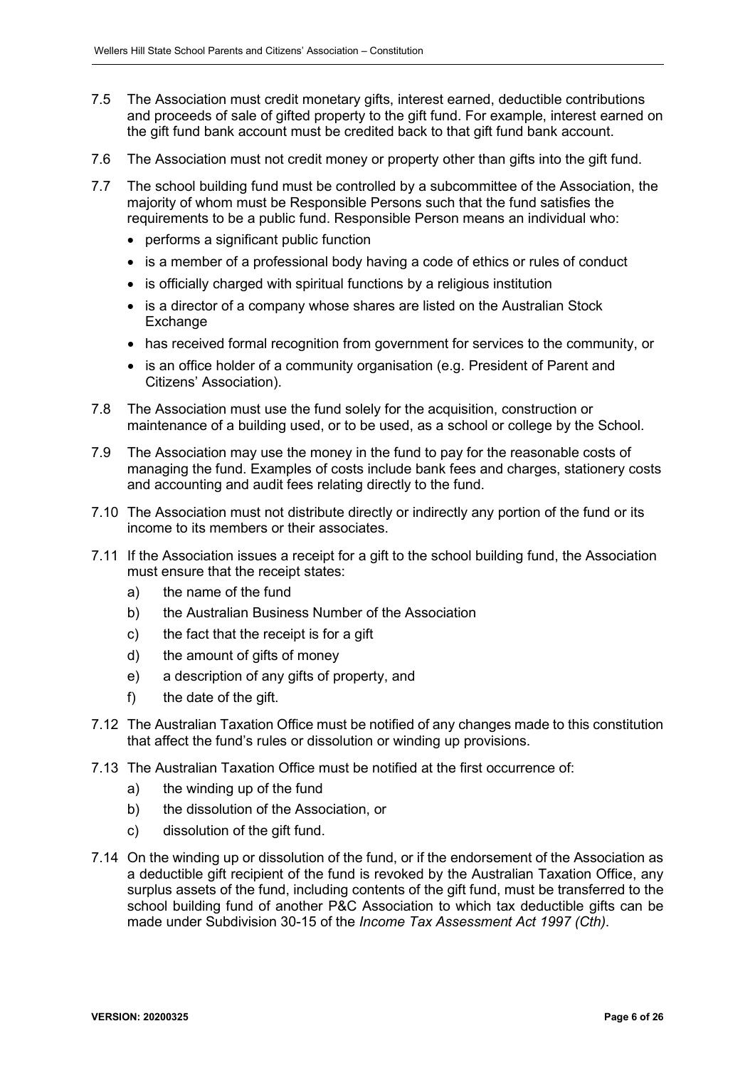7.5 The Association must credit monetary gifts, interest earned, deductible contributions and proceeds of sale of gifted property to the gift fund. For example, interest earned on the gift fund bank account must be credited back to that gift fund bank account.

7.6 The Association must not credit money or property other than gifts into the gift fund.

7.7 The school building fund must be controlled by a subcommittee of the Association, the majority of whom must be Responsible Persons such that the fund satisfies the requirements to be a public fund. Responsible Person means an individual who:

- performs a significant public function
- is a member of a professional body having a code of ethics or rules of conduct
- is officially charged with spiritual functions by a religious institution
- is a director of a company whose shares are listed on the Australian Stock Exchange
- has received formal recognition from government for services to the community, or
- is an office holder of a community organisation (e.g. President of Parent and Citizens' Association).

7.8 The Association must use the fund solely for the acquisition, construction or maintenance of a building used, or to be used, as a school or college by the School.

7.9 The Association may use the money in the fund to pay for the reasonable costs of managing the fund. Examples of costs include bank fees and charges, stationery costs and accounting and audit fees relating directly to the fund.

7.10 The Association must not distribute directly or indirectly any portion of the fund or its income to its members or their associates.

7.11 If the Association issues a receipt for a gift to the school building fund, the Association must ensure that the receipt states:

a) the name of the fund
b) the Australian Business Number of the Association
c) the fact that the receipt is for a gift
d) the amount of gifts of money
e) a description of any gifts of property, and
f) the date of the gift.

7.12 The Australian Taxation Office must be notified of any changes made to this constitution that affect the fund's rules or dissolution or winding up provisions.

7.13 The Australian Taxation Office must be notified at the first occurrence of:

a) the winding up of the fund
b) the dissolution of the Association, or
c) dissolution of the gift fund.

7.14 On the winding up or dissolution of the fund, or if the endorsement of the Association as a deductible gift recipient of the fund is revoked by the Australian Taxation Office, any surplus assets of the fund, including contents of the gift fund, must be transferred to the school building fund of another P&C Association to which tax deductible gifts can be made under Subdivision 30-15 of the *Income Tax Assessment Act 1997 (Cth)*.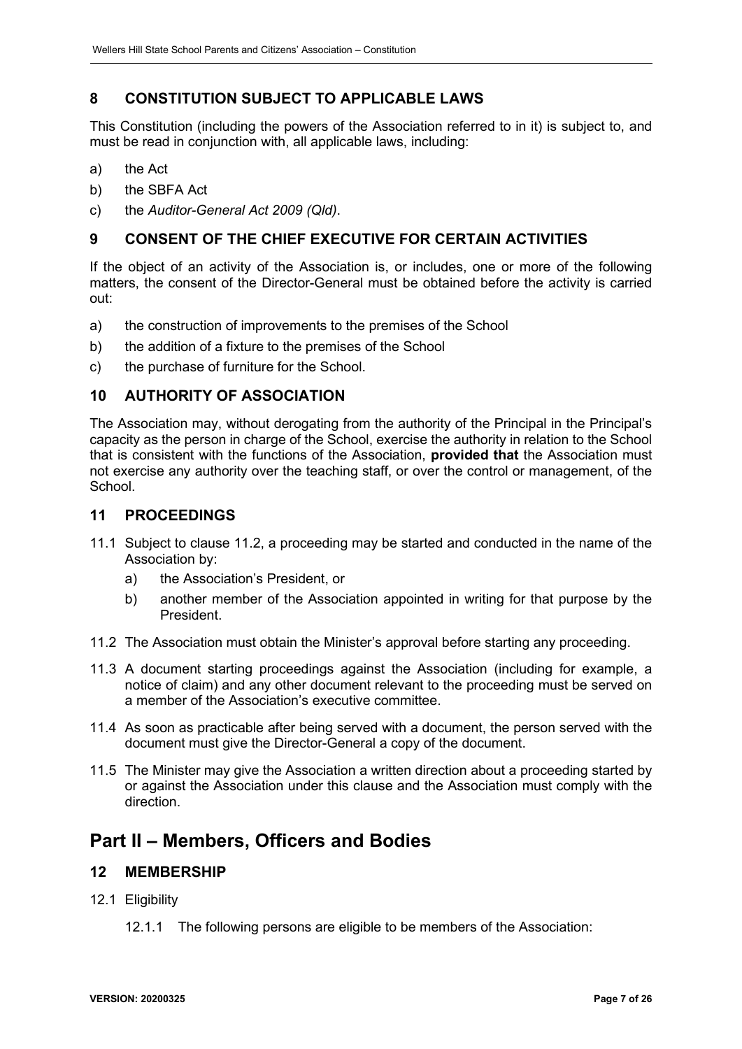## 8 CONSTITUTION SUBJECT TO APPLICABLE LAWS

This Constitution (including the powers of the Association referred to in it) is subject to, and must be read in conjunction with, all applicable laws, including:

a) the Act

b) the SBFA Act

c) the *Auditor-General Act 2009 (Qld)*.

## 9 CONSENT OF THE CHIEF EXECUTIVE FOR CERTAIN ACTIVITIES

If the object of an activity of the Association is, or includes, one or more of the following matters, the consent of the Director-General must be obtained before the activity is carried out:

a) the construction of improvements to the premises of the School

b) the addition of a fixture to the premises of the School

c) the purchase of furniture for the School.

## 10 AUTHORITY OF ASSOCIATION

The Association may, without derogating from the authority of the Principal in the Principal's capacity as the person in charge of the School, exercise the authority in relation to the School that is consistent with the functions of the Association, **provided that** the Association must not exercise any authority over the teaching staff, or over the control or management, of the School.

## 11 PROCEEDINGS

11.1 Subject to clause 11.2, a proceeding may be started and conducted in the name of the Association by:

- a) the Association's President, or
- b) another member of the Association appointed in writing for that purpose by the President.

11.2 The Association must obtain the Minister's approval before starting any proceeding.

11.3 A document starting proceedings against the Association (including for example, a notice of claim) and any other document relevant to the proceeding must be served on a member of the Association's executive committee.

11.4 As soon as practicable after being served with a document, the person served with the document must give the Director-General a copy of the document.

11.5 The Minister may give the Association a written direction about a proceeding started by or against the Association under this clause and the Association must comply with the direction.

# Part II – Members, Officers and Bodies

## 12 MEMBERSHIP

12.1 Eligibility

12.1.1 The following persons are eligible to be members of the Association: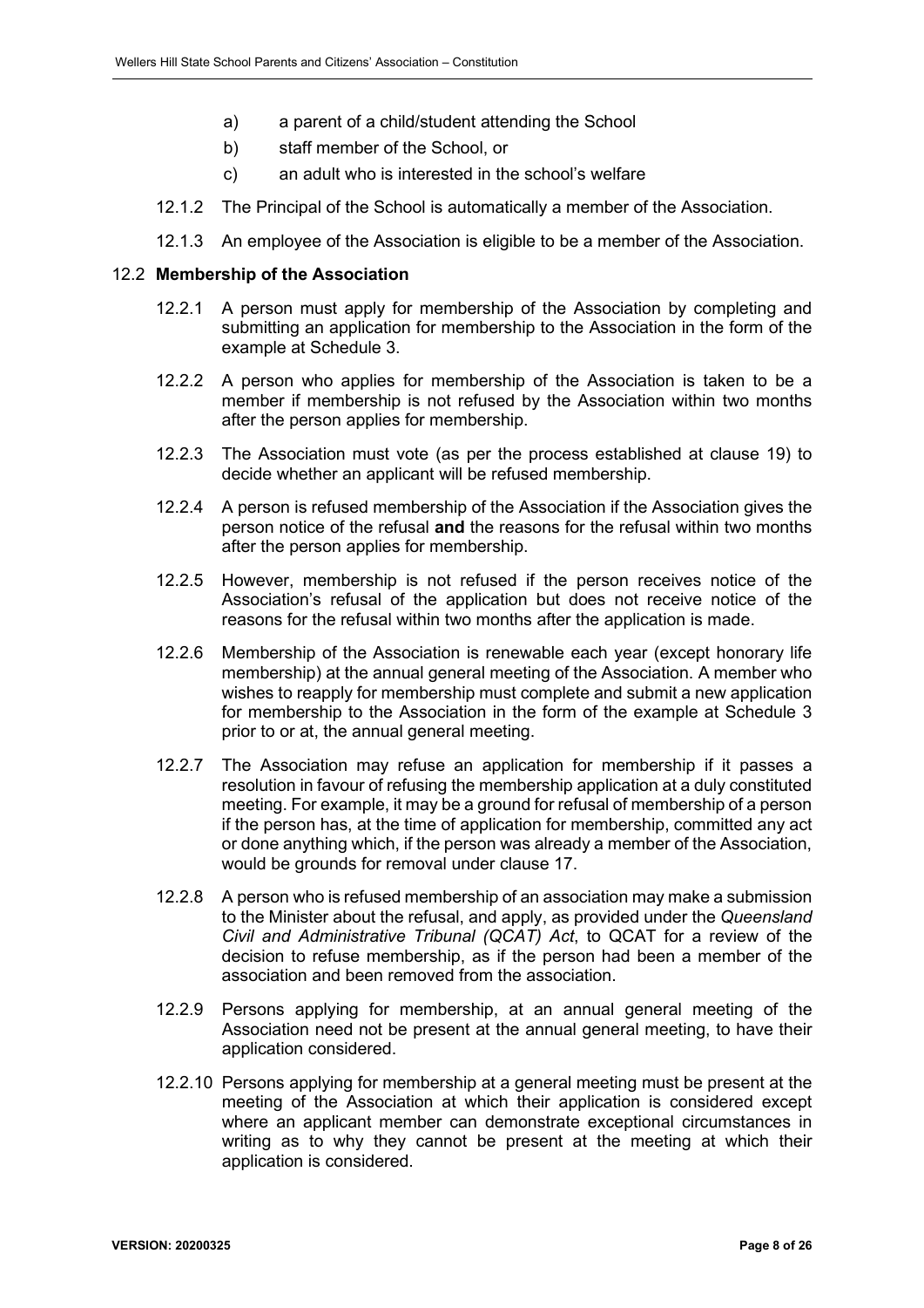a) a parent of a child/student attending the School

b) staff member of the School, or

c) an adult who is interested in the school's welfare

12.1.2 The Principal of the School is automatically a member of the Association.

12.1.3 An employee of the Association is eligible to be a member of the Association.

### 12.2 **Membership of the Association**

12.2.1 A person must apply for membership of the Association by completing and submitting an application for membership to the Association in the form of the example at Schedule 3.

12.2.2 A person who applies for membership of the Association is taken to be a member if membership is not refused by the Association within two months after the person applies for membership.

12.2.3 The Association must vote (as per the process established at clause 19) to decide whether an applicant will be refused membership.

12.2.4 A person is refused membership of the Association if the Association gives the person notice of the refusal **and** the reasons for the refusal within two months after the person applies for membership.

12.2.5 However, membership is not refused if the person receives notice of the Association's refusal of the application but does not receive notice of the reasons for the refusal within two months after the application is made.

12.2.6 Membership of the Association is renewable each year (except honorary life membership) at the annual general meeting of the Association. A member who wishes to reapply for membership must complete and submit a new application for membership to the Association in the form of the example at Schedule 3 prior to or at, the annual general meeting.

12.2.7 The Association may refuse an application for membership if it passes a resolution in favour of refusing the membership application at a duly constituted meeting. For example, it may be a ground for refusal of membership of a person if the person has, at the time of application for membership, committed any act or done anything which, if the person was already a member of the Association, would be grounds for removal under clause 17.

12.2.8 A person who is refused membership of an association may make a submission to the Minister about the refusal, and apply, as provided under the *Queensland Civil and Administrative Tribunal (QCAT) Act*, to QCAT for a review of the decision to refuse membership, as if the person had been a member of the association and been removed from the association.

12.2.9 Persons applying for membership, at an annual general meeting of the Association need not be present at the annual general meeting, to have their application considered.

12.2.10 Persons applying for membership at a general meeting must be present at the meeting of the Association at which their application is considered except where an applicant member can demonstrate exceptional circumstances in writing as to why they cannot be present at the meeting at which their application is considered.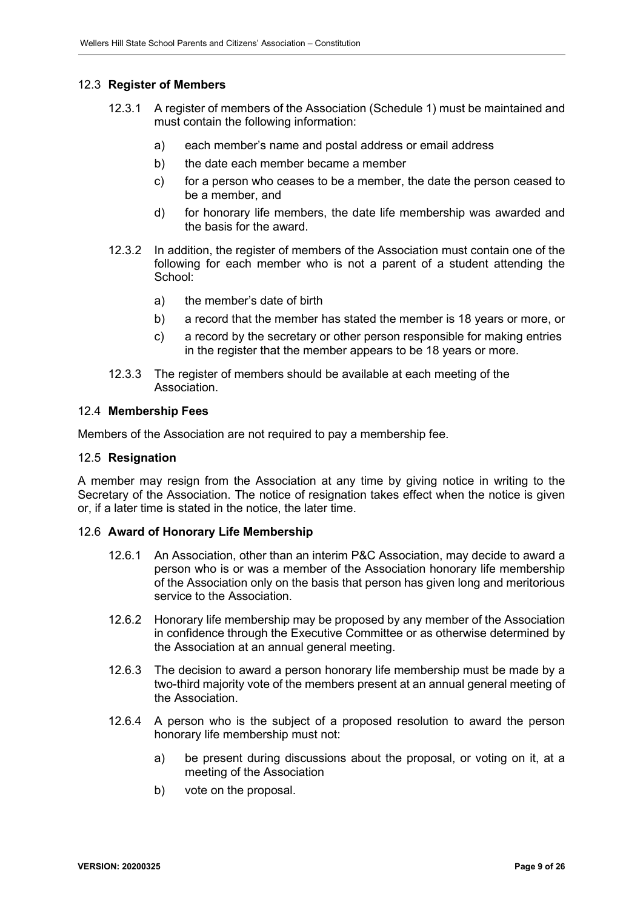### 12.3 Register of Members

12.3.1 A register of members of the Association (Schedule 1) must be maintained and must contain the following information:

a) each member's name and postal address or email address

b) the date each member became a member

c) for a person who ceases to be a member, the date the person ceased to be a member, and

d) for honorary life members, the date life membership was awarded and the basis for the award.

12.3.2 In addition, the register of members of the Association must contain one of the following for each member who is not a parent of a student attending the School:

a) the member's date of birth

b) a record that the member has stated the member is 18 years or more, or

c) a record by the secretary or other person responsible for making entries in the register that the member appears to be 18 years or more.

12.3.3 The register of members should be available at each meeting of the Association.

### 12.4 Membership Fees

Members of the Association are not required to pay a membership fee.

### 12.5 Resignation

A member may resign from the Association at any time by giving notice in writing to the Secretary of the Association. The notice of resignation takes effect when the notice is given or, if a later time is stated in the notice, the later time.

### 12.6 Award of Honorary Life Membership

12.6.1 An Association, other than an interim P&C Association, may decide to award a person who is or was a member of the Association honorary life membership of the Association only on the basis that person has given long and meritorious service to the Association.

12.6.2 Honorary life membership may be proposed by any member of the Association in confidence through the Executive Committee or as otherwise determined by the Association at an annual general meeting.

12.6.3 The decision to award a person honorary life membership must be made by a two-third majority vote of the members present at an annual general meeting of the Association.

12.6.4 A person who is the subject of a proposed resolution to award the person honorary life membership must not:

a) be present during discussions about the proposal, or voting on it, at a meeting of the Association

b) vote on the proposal.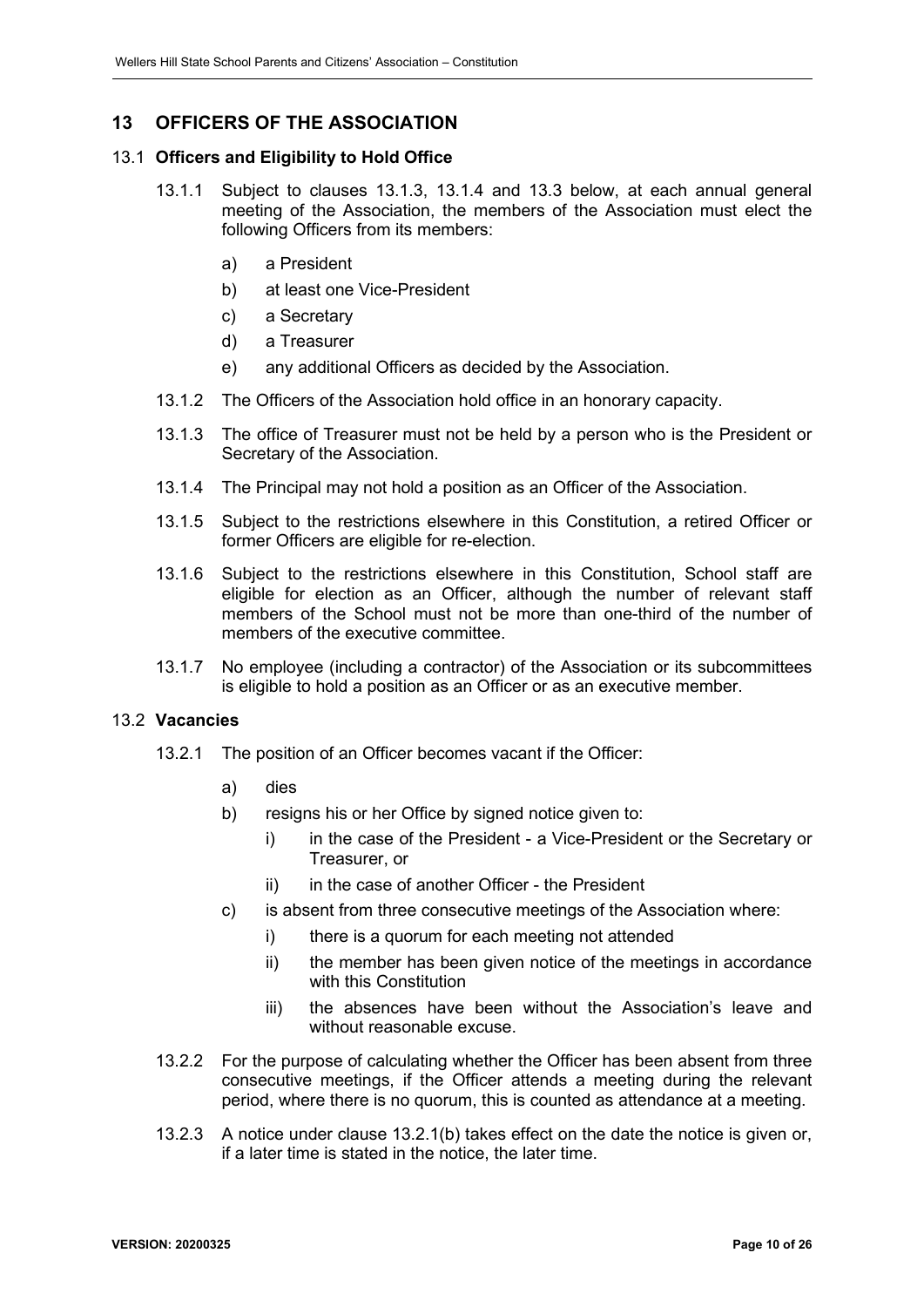## 13 OFFICERS OF THE ASSOCIATION

### 13.1 Officers and Eligibility to Hold Office

13.1.1 Subject to clauses 13.1.3, 13.1.4 and 13.3 below, at each annual general meeting of the Association, the members of the Association must elect the following Officers from its members:

- a) a President
- b) at least one Vice-President
- c) a Secretary
- d) a Treasurer
- e) any additional Officers as decided by the Association.

13.1.2 The Officers of the Association hold office in an honorary capacity.

13.1.3 The office of Treasurer must not be held by a person who is the President or Secretary of the Association.

13.1.4 The Principal may not hold a position as an Officer of the Association.

13.1.5 Subject to the restrictions elsewhere in this Constitution, a retired Officer or former Officers are eligible for re-election.

13.1.6 Subject to the restrictions elsewhere in this Constitution, School staff are eligible for election as an Officer, although the number of relevant staff members of the School must not be more than one-third of the number of members of the executive committee.

13.1.7 No employee (including a contractor) of the Association or its subcommittees is eligible to hold a position as an Officer or as an executive member.

### 13.2 Vacancies

13.2.1 The position of an Officer becomes vacant if the Officer:

- a) dies
- b) resigns his or her Office by signed notice given to:
  - i) in the case of the President - a Vice-President or the Secretary or Treasurer, or
  - ii) in the case of another Officer - the President
- c) is absent from three consecutive meetings of the Association where:
  - i) there is a quorum for each meeting not attended
  - ii) the member has been given notice of the meetings in accordance with this Constitution
  - iii) the absences have been without the Association's leave and without reasonable excuse.

13.2.2 For the purpose of calculating whether the Officer has been absent from three consecutive meetings, if the Officer attends a meeting during the relevant period, where there is no quorum, this is counted as attendance at a meeting.

13.2.3 A notice under clause 13.2.1(b) takes effect on the date the notice is given or, if a later time is stated in the notice, the later time.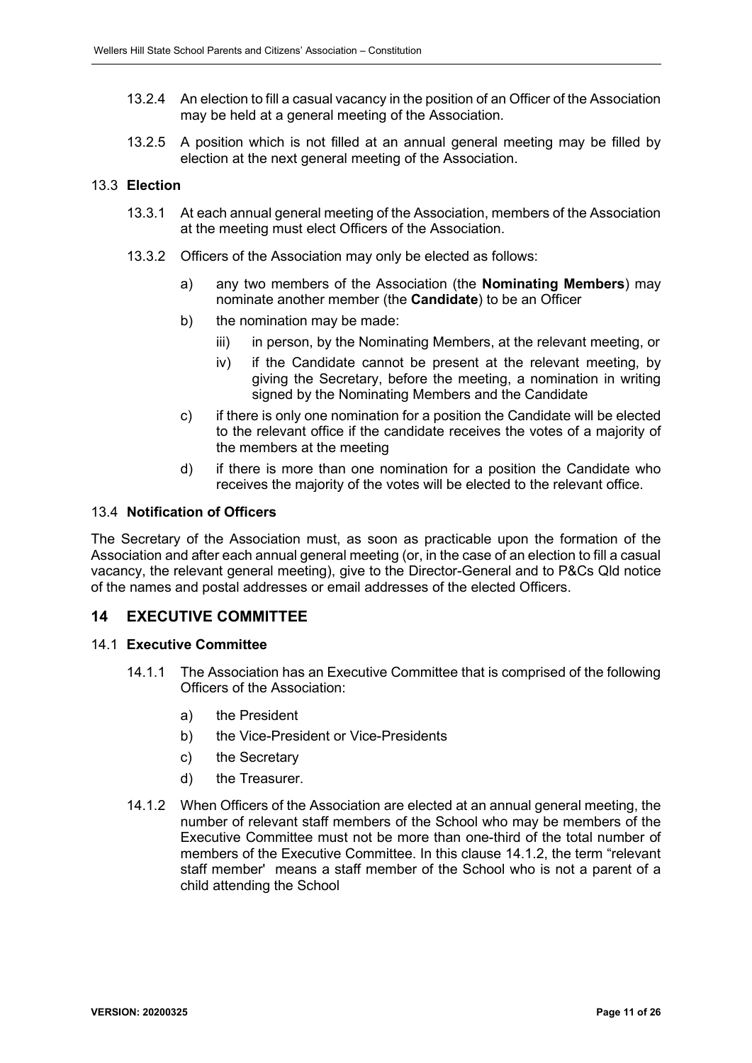13.2.4 An election to fill a casual vacancy in the position of an Officer of the Association may be held at a general meeting of the Association.

13.2.5 A position which is not filled at an annual general meeting may be filled by election at the next general meeting of the Association.

### 13.3 **Election**

13.3.1 At each annual general meeting of the Association, members of the Association at the meeting must elect Officers of the Association.

13.3.2 Officers of the Association may only be elected as follows:

- a) any two members of the Association (the **Nominating Members**) may nominate another member (the **Candidate**) to be an Officer
- b) the nomination may be made:
  - iii) in person, by the Nominating Members, at the relevant meeting, or
  - iv) if the Candidate cannot be present at the relevant meeting, by giving the Secretary, before the meeting, a nomination in writing signed by the Nominating Members and the Candidate
- c) if there is only one nomination for a position the Candidate will be elected to the relevant office if the candidate receives the votes of a majority of the members at the meeting
- d) if there is more than one nomination for a position the Candidate who receives the majority of the votes will be elected to the relevant office.

### 13.4 **Notification of Officers**

The Secretary of the Association must, as soon as practicable upon the formation of the Association and after each annual general meeting (or, in the case of an election to fill a casual vacancy, the relevant general meeting), give to the Director-General and to P&Cs Qld notice of the names and postal addresses or email addresses of the elected Officers.

## 14 EXECUTIVE COMMITTEE

### 14.1 **Executive Committee**

14.1.1 The Association has an Executive Committee that is comprised of the following Officers of the Association:

- a) the President
- b) the Vice-President or Vice-Presidents
- c) the Secretary
- d) the Treasurer.

14.1.2 When Officers of the Association are elected at an annual general meeting, the number of relevant staff members of the School who may be members of the Executive Committee must not be more than one-third of the total number of members of the Executive Committee. In this clause 14.1.2, the term "relevant staff member' means a staff member of the School who is not a parent of a child attending the School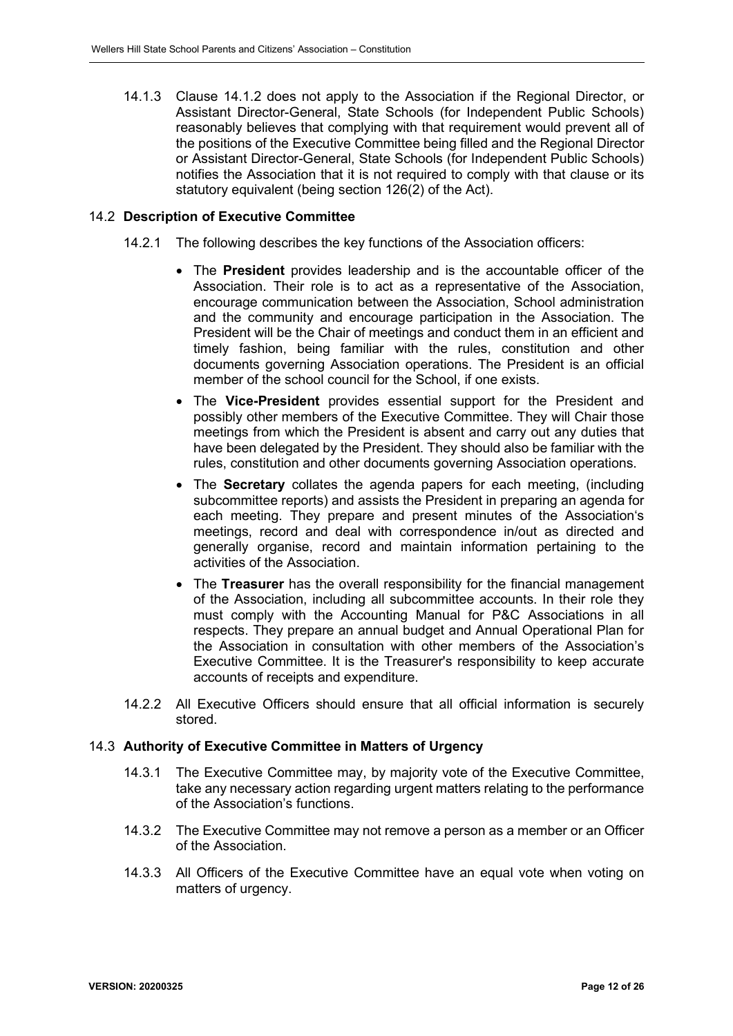14.1.3 Clause 14.1.2 does not apply to the Association if the Regional Director, or Assistant Director-General, State Schools (for Independent Public Schools) reasonably believes that complying with that requirement would prevent all of the positions of the Executive Committee being filled and the Regional Director or Assistant Director-General, State Schools (for Independent Public Schools) notifies the Association that it is not required to comply with that clause or its statutory equivalent (being section 126(2) of the Act).

### 14.2 Description of Executive Committee

14.2.1 The following describes the key functions of the Association officers:

- The **President** provides leadership and is the accountable officer of the Association. Their role is to act as a representative of the Association, encourage communication between the Association, School administration and the community and encourage participation in the Association. The President will be the Chair of meetings and conduct them in an efficient and timely fashion, being familiar with the rules, constitution and other documents governing Association operations. The President is an official member of the school council for the School, if one exists.
- The **Vice-President** provides essential support for the President and possibly other members of the Executive Committee. They will Chair those meetings from which the President is absent and carry out any duties that have been delegated by the President. They should also be familiar with the rules, constitution and other documents governing Association operations.
- The **Secretary** collates the agenda papers for each meeting, (including subcommittee reports) and assists the President in preparing an agenda for each meeting. They prepare and present minutes of the Association's meetings, record and deal with correspondence in/out as directed and generally organise, record and maintain information pertaining to the activities of the Association.
- The **Treasurer** has the overall responsibility for the financial management of the Association, including all subcommittee accounts. In their role they must comply with the Accounting Manual for P&C Associations in all respects. They prepare an annual budget and Annual Operational Plan for the Association in consultation with other members of the Association's Executive Committee. It is the Treasurer's responsibility to keep accurate accounts of receipts and expenditure.

14.2.2 All Executive Officers should ensure that all official information is securely stored.

### 14.3 Authority of Executive Committee in Matters of Urgency

14.3.1 The Executive Committee may, by majority vote of the Executive Committee, take any necessary action regarding urgent matters relating to the performance of the Association's functions.

14.3.2 The Executive Committee may not remove a person as a member or an Officer of the Association.

14.3.3 All Officers of the Executive Committee have an equal vote when voting on matters of urgency.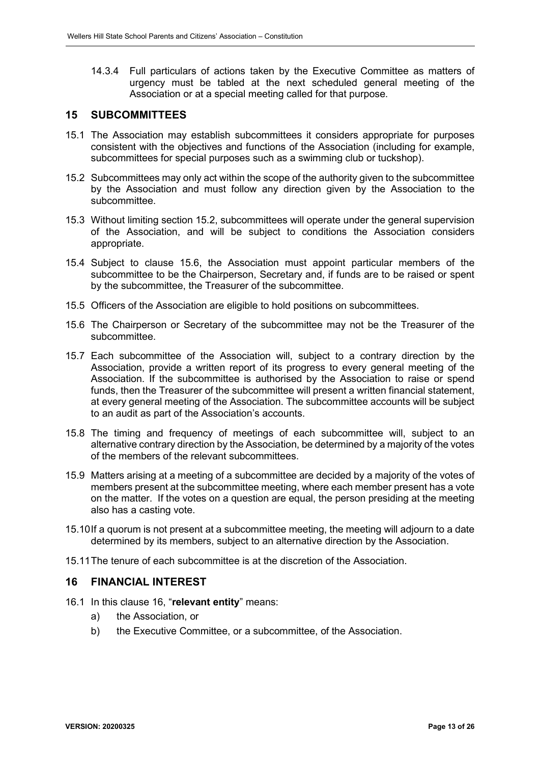14.3.4 Full particulars of actions taken by the Executive Committee as matters of urgency must be tabled at the next scheduled general meeting of the Association or at a special meeting called for that purpose.

## 15 SUBCOMMITTEES

15.1 The Association may establish subcommittees it considers appropriate for purposes consistent with the objectives and functions of the Association (including for example, subcommittees for special purposes such as a swimming club or tuckshop).

15.2 Subcommittees may only act within the scope of the authority given to the subcommittee by the Association and must follow any direction given by the Association to the subcommittee.

15.3 Without limiting section 15.2, subcommittees will operate under the general supervision of the Association, and will be subject to conditions the Association considers appropriate.

15.4 Subject to clause 15.6, the Association must appoint particular members of the subcommittee to be the Chairperson, Secretary and, if funds are to be raised or spent by the subcommittee, the Treasurer of the subcommittee.

15.5 Officers of the Association are eligible to hold positions on subcommittees.

15.6 The Chairperson or Secretary of the subcommittee may not be the Treasurer of the subcommittee.

15.7 Each subcommittee of the Association will, subject to a contrary direction by the Association, provide a written report of its progress to every general meeting of the Association. If the subcommittee is authorised by the Association to raise or spend funds, then the Treasurer of the subcommittee will present a written financial statement, at every general meeting of the Association. The subcommittee accounts will be subject to an audit as part of the Association's accounts.

15.8 The timing and frequency of meetings of each subcommittee will, subject to an alternative contrary direction by the Association, be determined by a majority of the votes of the members of the relevant subcommittees.

15.9 Matters arising at a meeting of a subcommittee are decided by a majority of the votes of members present at the subcommittee meeting, where each member present has a vote on the matter. If the votes on a question are equal, the person presiding at the meeting also has a casting vote.

15.10 If a quorum is not present at a subcommittee meeting, the meeting will adjourn to a date determined by its members, subject to an alternative direction by the Association.

15.11 The tenure of each subcommittee is at the discretion of the Association.

## 16 FINANCIAL INTEREST

16.1 In this clause 16, "**relevant entity**" means:

a) the Association, or

b) the Executive Committee, or a subcommittee, of the Association.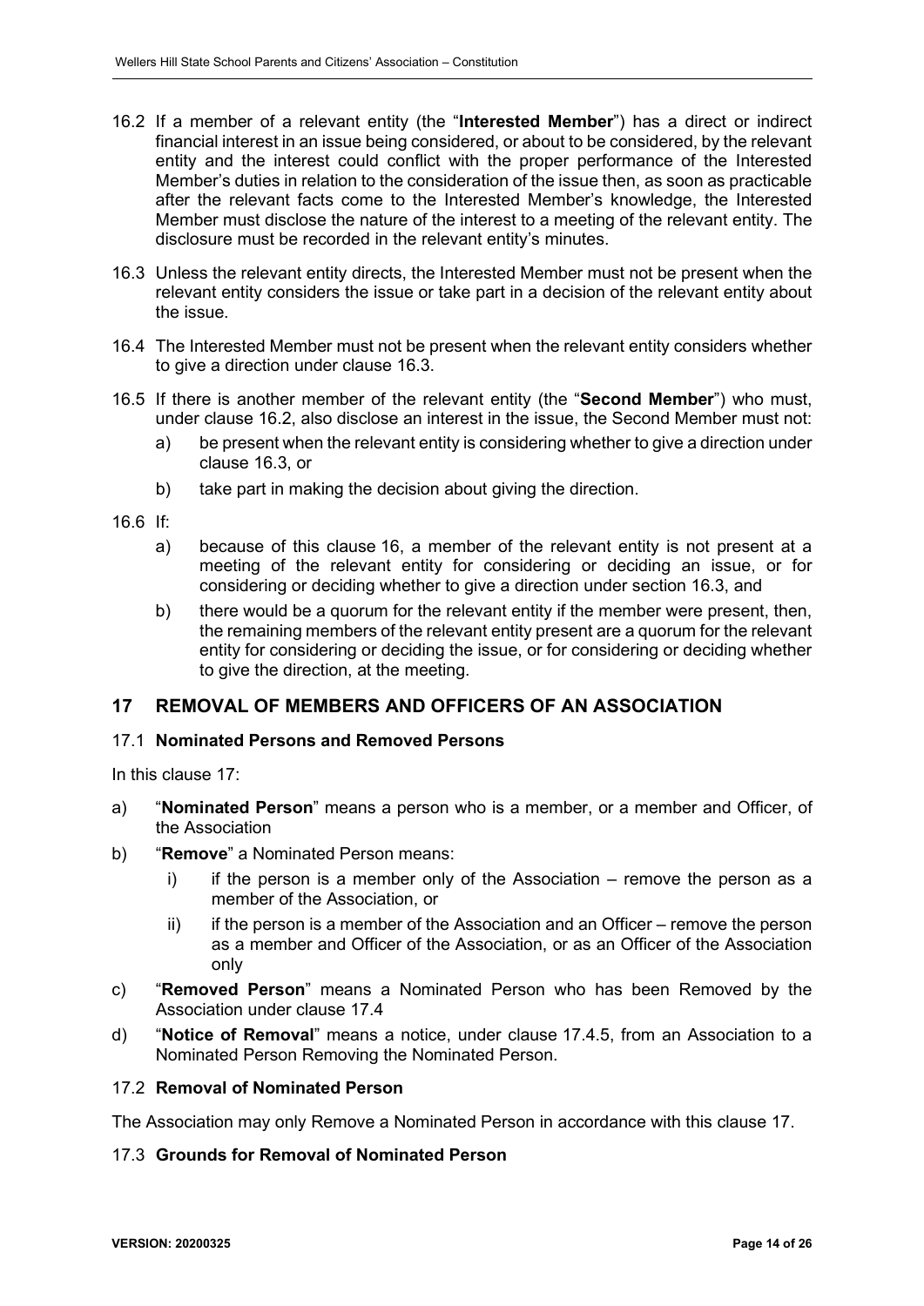16.2 If a member of a relevant entity (the "**Interested Member**") has a direct or indirect financial interest in an issue being considered, or about to be considered, by the relevant entity and the interest could conflict with the proper performance of the Interested Member's duties in relation to the consideration of the issue then, as soon as practicable after the relevant facts come to the Interested Member's knowledge, the Interested Member must disclose the nature of the interest to a meeting of the relevant entity. The disclosure must be recorded in the relevant entity's minutes.

16.3 Unless the relevant entity directs, the Interested Member must not be present when the relevant entity considers the issue or take part in a decision of the relevant entity about the issue.

16.4 The Interested Member must not be present when the relevant entity considers whether to give a direction under clause 16.3.

16.5 If there is another member of the relevant entity (the "**Second Member**") who must, under clause 16.2, also disclose an interest in the issue, the Second Member must not:

a) be present when the relevant entity is considering whether to give a direction under clause 16.3, or

b) take part in making the decision about giving the direction.

16.6 If:

a) because of this clause 16, a member of the relevant entity is not present at a meeting of the relevant entity for considering or deciding an issue, or for considering or deciding whether to give a direction under section 16.3, and

b) there would be a quorum for the relevant entity if the member were present, then, the remaining members of the relevant entity present are a quorum for the relevant entity for considering or deciding the issue, or for considering or deciding whether to give the direction, at the meeting.

## 17 REMOVAL OF MEMBERS AND OFFICERS OF AN ASSOCIATION

### 17.1 Nominated Persons and Removed Persons

In this clause 17:

a) "**Nominated Person**" means a person who is a member, or a member and Officer, of the Association

b) "**Remove**" a Nominated Person means:

   i) if the person is a member only of the Association – remove the person as a member of the Association, or

   ii) if the person is a member of the Association and an Officer – remove the person as a member and Officer of the Association, or as an Officer of the Association only

c) "**Removed Person**" means a Nominated Person who has been Removed by the Association under clause 17.4

d) "**Notice of Removal**" means a notice, under clause 17.4.5, from an Association to a Nominated Person Removing the Nominated Person.

### 17.2 Removal of Nominated Person

The Association may only Remove a Nominated Person in accordance with this clause 17.

### 17.3 Grounds for Removal of Nominated Person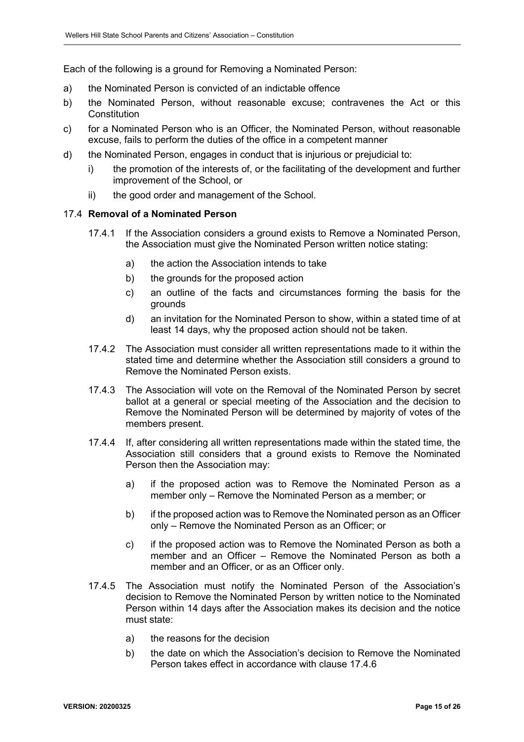Each of the following is a ground for Removing a Nominated Person:

a) the Nominated Person is convicted of an indictable offence

b) the Nominated Person, without reasonable excuse; contravenes the Act or this Constitution

c) for a Nominated Person who is an Officer, the Nominated Person, without reasonable excuse, fails to perform the duties of the office in a competent manner

d) the Nominated Person, engages in conduct that is injurious or prejudicial to:

   i) the promotion of the interests of, or the facilitating of the development and further improvement of the School, or

   ii) the good order and management of the School.

### 17.4 Removal of a Nominated Person

17.4.1 If the Association considers a ground exists to Remove a Nominated Person, the Association must give the Nominated Person written notice stating:

   a) the action the Association intends to take

   b) the grounds for the proposed action

   c) an outline of the facts and circumstances forming the basis for the grounds

   d) an invitation for the Nominated Person to show, within a stated time of at least 14 days, why the proposed action should not be taken.

17.4.2 The Association must consider all written representations made to it within the stated time and determine whether the Association still considers a ground to Remove the Nominated Person exists.

17.4.3 The Association will vote on the Removal of the Nominated Person by secret ballot at a general or special meeting of the Association and the decision to Remove the Nominated Person will be determined by majority of votes of the members present.

17.4.4 If, after considering all written representations made within the stated time, the Association still considers that a ground exists to Remove the Nominated Person then the Association may:

   a) if the proposed action was to Remove the Nominated Person as a member only – Remove the Nominated Person as a member; or

   b) if the proposed action was to Remove the Nominated person as an Officer only – Remove the Nominated Person as an Officer; or

   c) if the proposed action was to Remove the Nominated Person as both a member and an Officer – Remove the Nominated Person as both a member and an Officer, or as an Officer only.

17.4.5 The Association must notify the Nominated Person of the Association's decision to Remove the Nominated Person by written notice to the Nominated Person within 14 days after the Association makes its decision and the notice must state:

   a) the reasons for the decision

   b) the date on which the Association's decision to Remove the Nominated Person takes effect in accordance with clause 17.4.6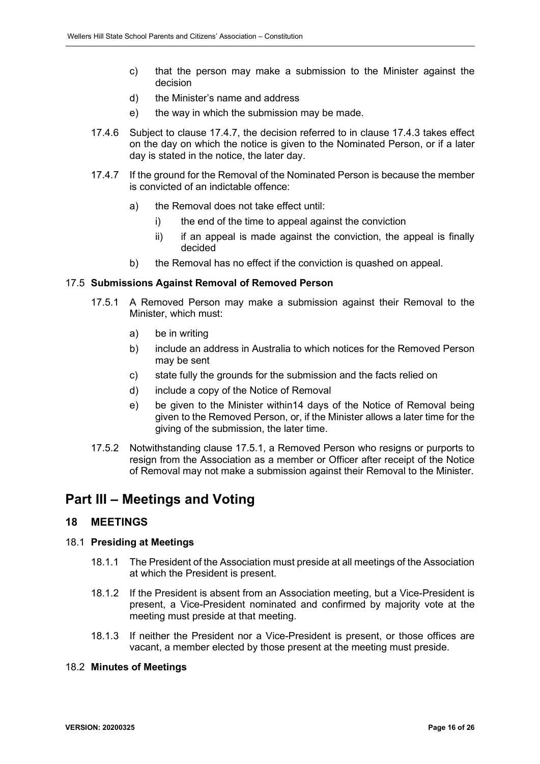c) that the person may make a submission to the Minister against the decision

d) the Minister's name and address

e) the way in which the submission may be made.

17.4.6 Subject to clause 17.4.7, the decision referred to in clause 17.4.3 takes effect on the day on which the notice is given to the Nominated Person, or if a later day is stated in the notice, the later day.

17.4.7 If the ground for the Removal of the Nominated Person is because the member is convicted of an indictable offence:

a) the Removal does not take effect until:

  i) the end of the time to appeal against the conviction

  ii) if an appeal is made against the conviction, the appeal is finally decided

b) the Removal has no effect if the conviction is quashed on appeal.

### 17.5 Submissions Against Removal of Removed Person

17.5.1 A Removed Person may make a submission against their Removal to the Minister, which must:

a) be in writing

b) include an address in Australia to which notices for the Removed Person may be sent

c) state fully the grounds for the submission and the facts relied on

d) include a copy of the Notice of Removal

e) be given to the Minister within14 days of the Notice of Removal being given to the Removed Person, or, if the Minister allows a later time for the giving of the submission, the later time.

17.5.2 Notwithstanding clause 17.5.1, a Removed Person who resigns or purports to resign from the Association as a member or Officer after receipt of the Notice of Removal may not make a submission against their Removal to the Minister.

# Part III – Meetings and Voting

## 18 MEETINGS

### 18.1 Presiding at Meetings

18.1.1 The President of the Association must preside at all meetings of the Association at which the President is present.

18.1.2 If the President is absent from an Association meeting, but a Vice-President is present, a Vice-President nominated and confirmed by majority vote at the meeting must preside at that meeting.

18.1.3 If neither the President nor a Vice-President is present, or those offices are vacant, a member elected by those present at the meeting must preside.

### 18.2 Minutes of Meetings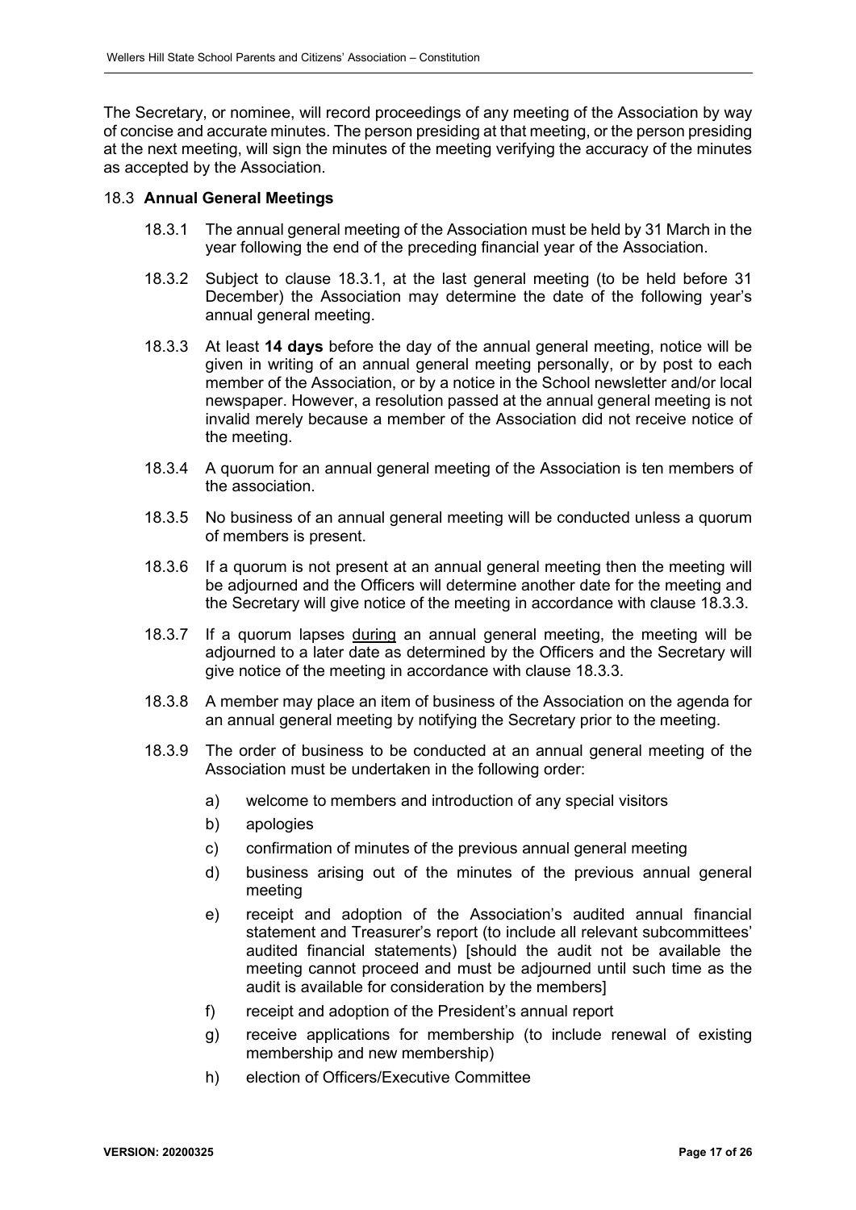The Secretary, or nominee, will record proceedings of any meeting of the Association by way of concise and accurate minutes. The person presiding at that meeting, or the person presiding at the next meeting, will sign the minutes of the meeting verifying the accuracy of the minutes as accepted by the Association.

### 18.3 Annual General Meetings

18.3.1 The annual general meeting of the Association must be held by 31 March in the year following the end of the preceding financial year of the Association.

18.3.2 Subject to clause 18.3.1, at the last general meeting (to be held before 31 December) the Association may determine the date of the following year's annual general meeting.

18.3.3 At least **14 days** before the day of the annual general meeting, notice will be given in writing of an annual general meeting personally, or by post to each member of the Association, or by a notice in the School newsletter and/or local newspaper. However, a resolution passed at the annual general meeting is not invalid merely because a member of the Association did not receive notice of the meeting.

18.3.4 A quorum for an annual general meeting of the Association is ten members of the association.

18.3.5 No business of an annual general meeting will be conducted unless a quorum of members is present.

18.3.6 If a quorum is not present at an annual general meeting then the meeting will be adjourned and the Officers will determine another date for the meeting and the Secretary will give notice of the meeting in accordance with clause 18.3.3.

18.3.7 If a quorum lapses during an annual general meeting, the meeting will be adjourned to a later date as determined by the Officers and the Secretary will give notice of the meeting in accordance with clause 18.3.3.

18.3.8 A member may place an item of business of the Association on the agenda for an annual general meeting by notifying the Secretary prior to the meeting.

18.3.9 The order of business to be conducted at an annual general meeting of the Association must be undertaken in the following order:

a) welcome to members and introduction of any special visitors

b) apologies

c) confirmation of minutes of the previous annual general meeting

d) business arising out of the minutes of the previous annual general meeting

e) receipt and adoption of the Association's audited annual financial statement and Treasurer's report (to include all relevant subcommittees' audited financial statements) [should the audit not be available the meeting cannot proceed and must be adjourned until such time as the audit is available for consideration by the members]

f) receipt and adoption of the President's annual report

g) receive applications for membership (to include renewal of existing membership and new membership)

h) election of Officers/Executive Committee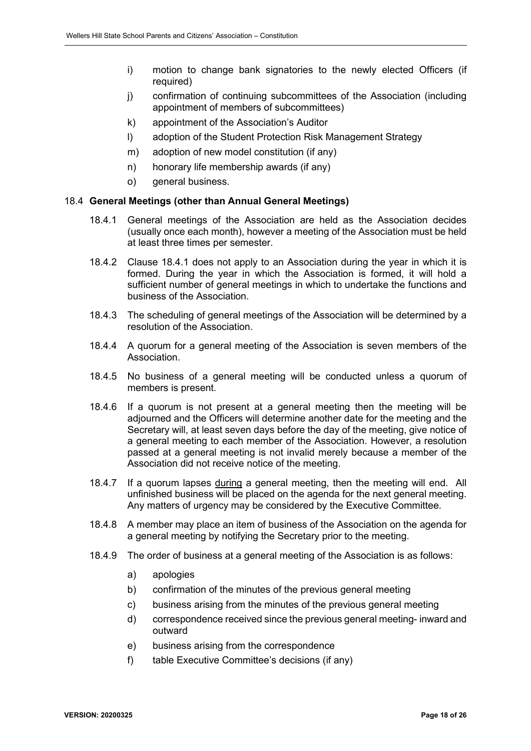i) motion to change bank signatories to the newly elected Officers (if required)

j) confirmation of continuing subcommittees of the Association (including appointment of members of subcommittees)

k) appointment of the Association's Auditor

l) adoption of the Student Protection Risk Management Strategy

m) adoption of new model constitution (if any)

n) honorary life membership awards (if any)

o) general business.

### 18.4 General Meetings (other than Annual General Meetings)

18.4.1 General meetings of the Association are held as the Association decides (usually once each month), however a meeting of the Association must be held at least three times per semester.

18.4.2 Clause 18.4.1 does not apply to an Association during the year in which it is formed. During the year in which the Association is formed, it will hold a sufficient number of general meetings in which to undertake the functions and business of the Association.

18.4.3 The scheduling of general meetings of the Association will be determined by a resolution of the Association.

18.4.4 A quorum for a general meeting of the Association is seven members of the Association.

18.4.5 No business of a general meeting will be conducted unless a quorum of members is present.

18.4.6 If a quorum is not present at a general meeting then the meeting will be adjourned and the Officers will determine another date for the meeting and the Secretary will, at least seven days before the day of the meeting, give notice of a general meeting to each member of the Association. However, a resolution passed at a general meeting is not invalid merely because a member of the Association did not receive notice of the meeting.

18.4.7 If a quorum lapses <u>during</u> a general meeting, then the meeting will end. All unfinished business will be placed on the agenda for the next general meeting. Any matters of urgency may be considered by the Executive Committee.

18.4.8 A member may place an item of business of the Association on the agenda for a general meeting by notifying the Secretary prior to the meeting.

18.4.9 The order of business at a general meeting of the Association is as follows:

a) apologies

b) confirmation of the minutes of the previous general meeting

c) business arising from the minutes of the previous general meeting

d) correspondence received since the previous general meeting- inward and outward

e) business arising from the correspondence

f) table Executive Committee's decisions (if any)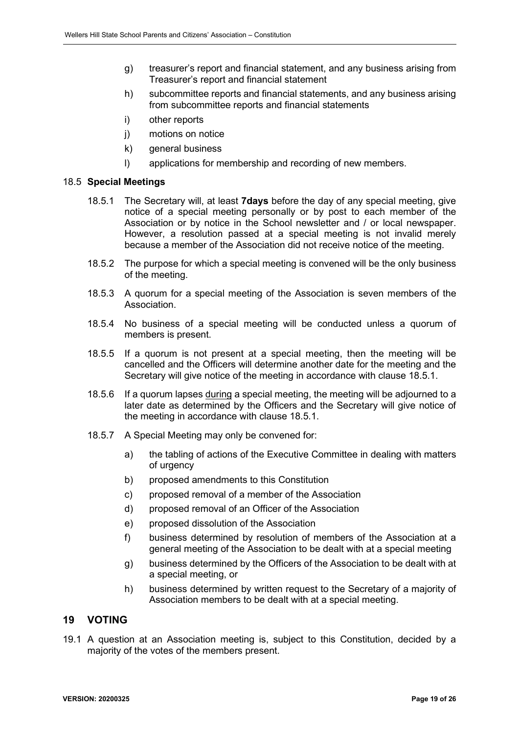g) treasurer's report and financial statement, and any business arising from Treasurer's report and financial statement

h) subcommittee reports and financial statements, and any business arising from subcommittee reports and financial statements

i) other reports

j) motions on notice

k) general business

l) applications for membership and recording of new members.

### 18.5 **Special Meetings**

18.5.1 The Secretary will, at least **7days** before the day of any special meeting, give notice of a special meeting personally or by post to each member of the Association or by notice in the School newsletter and / or local newspaper. However, a resolution passed at a special meeting is not invalid merely because a member of the Association did not receive notice of the meeting.

18.5.2 The purpose for which a special meeting is convened will be the only business of the meeting.

18.5.3 A quorum for a special meeting of the Association is seven members of the Association.

18.5.4 No business of a special meeting will be conducted unless a quorum of members is present.

18.5.5 If a quorum is not present at a special meeting, then the meeting will be cancelled and the Officers will determine another date for the meeting and the Secretary will give notice of the meeting in accordance with clause 18.5.1.

18.5.6 If a quorum lapses <u>during</u> a special meeting, the meeting will be adjourned to a later date as determined by the Officers and the Secretary will give notice of the meeting in accordance with clause 18.5.1.

18.5.7 A Special Meeting may only be convened for:

a) the tabling of actions of the Executive Committee in dealing with matters of urgency

b) proposed amendments to this Constitution

c) proposed removal of a member of the Association

d) proposed removal of an Officer of the Association

e) proposed dissolution of the Association

f) business determined by resolution of members of the Association at a general meeting of the Association to be dealt with at a special meeting

g) business determined by the Officers of the Association to be dealt with at a special meeting, or

h) business determined by written request to the Secretary of a majority of Association members to be dealt with at a special meeting.

## 19 VOTING

19.1 A question at an Association meeting is, subject to this Constitution, decided by a majority of the votes of the members present.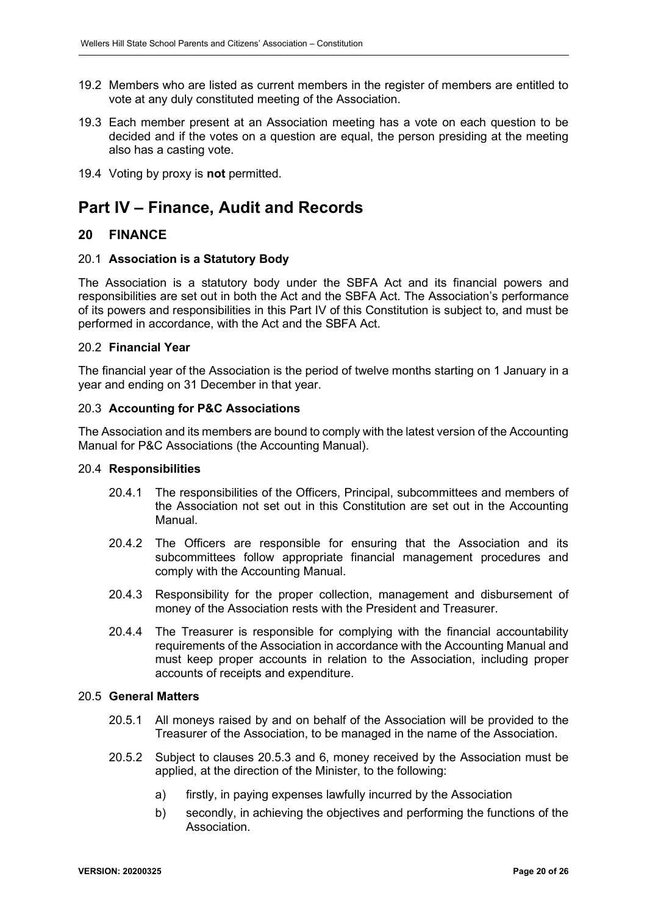19.2 Members who are listed as current members in the register of members are entitled to vote at any duly constituted meeting of the Association.

19.3 Each member present at an Association meeting has a vote on each question to be decided and if the votes on a question are equal, the person presiding at the meeting also has a casting vote.

19.4 Voting by proxy is **not** permitted.

# Part IV – Finance, Audit and Records

## 20 FINANCE

### 20.1 Association is a Statutory Body

The Association is a statutory body under the SBFA Act and its financial powers and responsibilities are set out in both the Act and the SBFA Act. The Association's performance of its powers and responsibilities in this Part IV of this Constitution is subject to, and must be performed in accordance, with the Act and the SBFA Act.

### 20.2 Financial Year

The financial year of the Association is the period of twelve months starting on 1 January in a year and ending on 31 December in that year.

### 20.3 Accounting for P&C Associations

The Association and its members are bound to comply with the latest version of the Accounting Manual for P&C Associations (the Accounting Manual).

### 20.4 Responsibilities

20.4.1 The responsibilities of the Officers, Principal, subcommittees and members of the Association not set out in this Constitution are set out in the Accounting Manual.

20.4.2 The Officers are responsible for ensuring that the Association and its subcommittees follow appropriate financial management procedures and comply with the Accounting Manual.

20.4.3 Responsibility for the proper collection, management and disbursement of money of the Association rests with the President and Treasurer.

20.4.4 The Treasurer is responsible for complying with the financial accountability requirements of the Association in accordance with the Accounting Manual and must keep proper accounts in relation to the Association, including proper accounts of receipts and expenditure.

### 20.5 General Matters

20.5.1 All moneys raised by and on behalf of the Association will be provided to the Treasurer of the Association, to be managed in the name of the Association.

20.5.2 Subject to clauses 20.5.3 and 6, money received by the Association must be applied, at the direction of the Minister, to the following:

a) firstly, in paying expenses lawfully incurred by the Association

b) secondly, in achieving the objectives and performing the functions of the Association.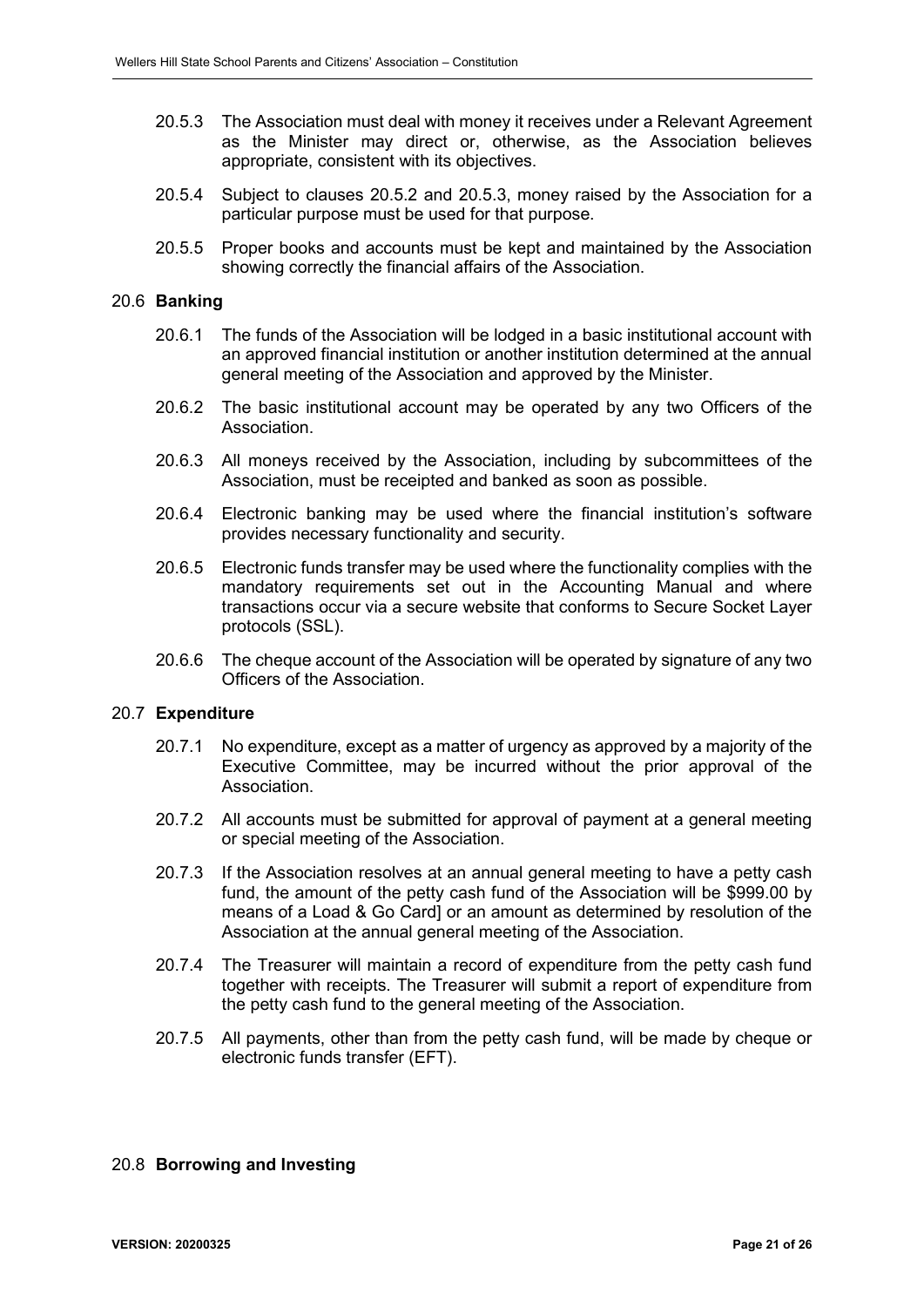20.5.3 The Association must deal with money it receives under a Relevant Agreement as the Minister may direct or, otherwise, as the Association believes appropriate, consistent with its objectives.

20.5.4 Subject to clauses 20.5.2 and 20.5.3, money raised by the Association for a particular purpose must be used for that purpose.

20.5.5 Proper books and accounts must be kept and maintained by the Association showing correctly the financial affairs of the Association.

### 20.6 **Banking**

20.6.1 The funds of the Association will be lodged in a basic institutional account with an approved financial institution or another institution determined at the annual general meeting of the Association and approved by the Minister.

20.6.2 The basic institutional account may be operated by any two Officers of the Association.

20.6.3 All moneys received by the Association, including by subcommittees of the Association, must be receipted and banked as soon as possible.

20.6.4 Electronic banking may be used where the financial institution's software provides necessary functionality and security.

20.6.5 Electronic funds transfer may be used where the functionality complies with the mandatory requirements set out in the Accounting Manual and where transactions occur via a secure website that conforms to Secure Socket Layer protocols (SSL).

20.6.6 The cheque account of the Association will be operated by signature of any two Officers of the Association.

### 20.7 **Expenditure**

20.7.1 No expenditure, except as a matter of urgency as approved by a majority of the Executive Committee, may be incurred without the prior approval of the Association.

20.7.2 All accounts must be submitted for approval of payment at a general meeting or special meeting of the Association.

20.7.3 If the Association resolves at an annual general meeting to have a petty cash fund, the amount of the petty cash fund of the Association will be $999.00 by means of a Load & Go Card] or an amount as determined by resolution of the Association at the annual general meeting of the Association.

20.7.4 The Treasurer will maintain a record of expenditure from the petty cash fund together with receipts. The Treasurer will submit a report of expenditure from the petty cash fund to the general meeting of the Association.

20.7.5 All payments, other than from the petty cash fund, will be made by cheque or electronic funds transfer (EFT).

### 20.8 **Borrowing and Investing**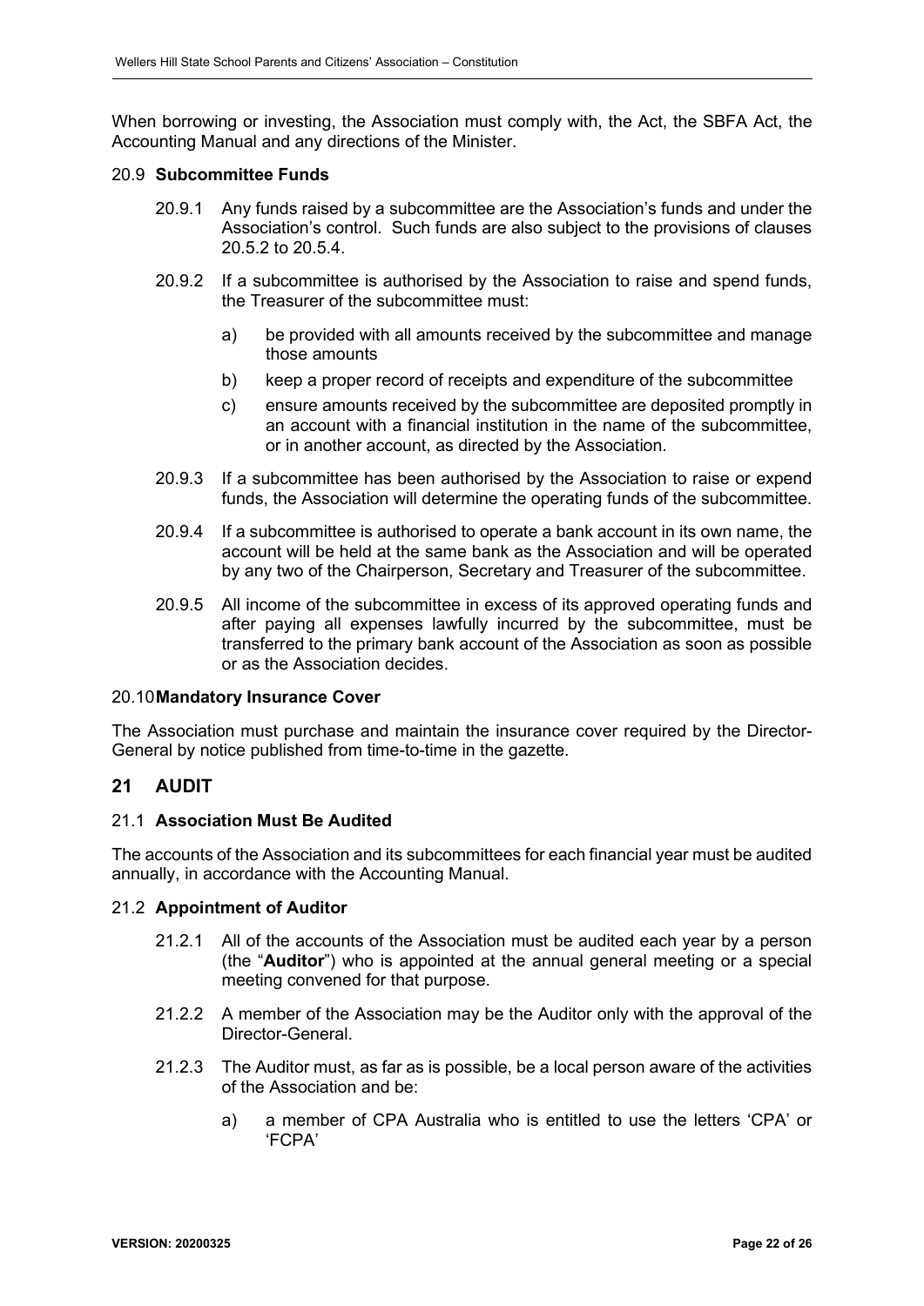When borrowing or investing, the Association must comply with, the Act, the SBFA Act, the Accounting Manual and any directions of the Minister.

### 20.9 **Subcommittee Funds**

20.9.1 Any funds raised by a subcommittee are the Association's funds and under the Association's control. Such funds are also subject to the provisions of clauses 20.5.2 to 20.5.4.

20.9.2 If a subcommittee is authorised by the Association to raise and spend funds, the Treasurer of the subcommittee must:

a) be provided with all amounts received by the subcommittee and manage those amounts

b) keep a proper record of receipts and expenditure of the subcommittee

c) ensure amounts received by the subcommittee are deposited promptly in an account with a financial institution in the name of the subcommittee, or in another account, as directed by the Association.

20.9.3 If a subcommittee has been authorised by the Association to raise or expend funds, the Association will determine the operating funds of the subcommittee.

20.9.4 If a subcommittee is authorised to operate a bank account in its own name, the account will be held at the same bank as the Association and will be operated by any two of the Chairperson, Secretary and Treasurer of the subcommittee.

20.9.5 All income of the subcommittee in excess of its approved operating funds and after paying all expenses lawfully incurred by the subcommittee, must be transferred to the primary bank account of the Association as soon as possible or as the Association decides.

### 20.10 **Mandatory Insurance Cover**

The Association must purchase and maintain the insurance cover required by the Director-General by notice published from time-to-time in the gazette.

## 21 AUDIT

### 21.1 **Association Must Be Audited**

The accounts of the Association and its subcommittees for each financial year must be audited annually, in accordance with the Accounting Manual.

### 21.2 **Appointment of Auditor**

21.2.1 All of the accounts of the Association must be audited each year by a person (the "**Auditor**") who is appointed at the annual general meeting or a special meeting convened for that purpose.

21.2.2 A member of the Association may be the Auditor only with the approval of the Director-General.

21.2.3 The Auditor must, as far as is possible, be a local person aware of the activities of the Association and be:

a) a member of CPA Australia who is entitled to use the letters 'CPA' or 'FCPA'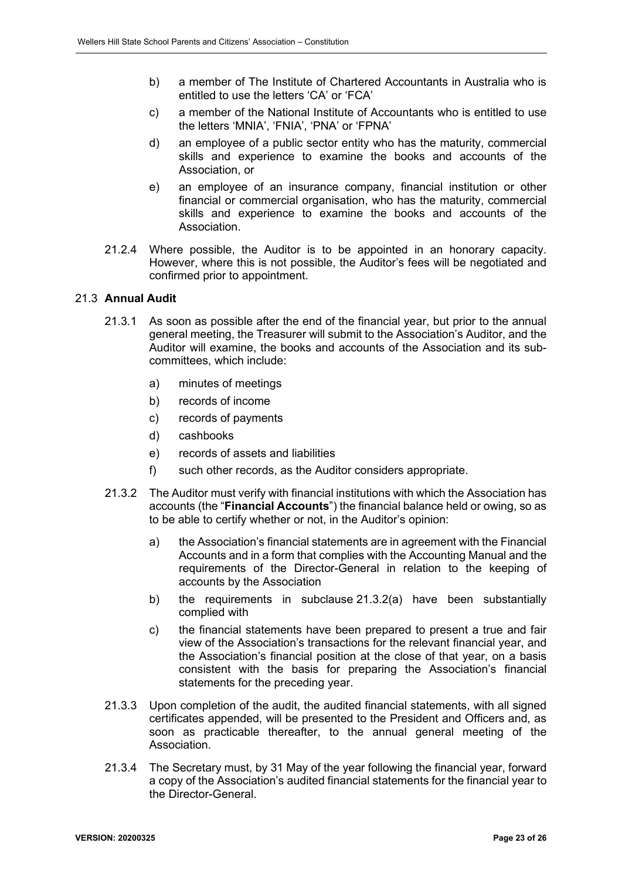b) a member of The Institute of Chartered Accountants in Australia who is entitled to use the letters 'CA' or 'FCA'

c) a member of the National Institute of Accountants who is entitled to use the letters 'MNIA', 'FNIA', 'PNA' or 'FPNA'

d) an employee of a public sector entity who has the maturity, commercial skills and experience to examine the books and accounts of the Association, or

e) an employee of an insurance company, financial institution or other financial or commercial organisation, who has the maturity, commercial skills and experience to examine the books and accounts of the Association.

21.2.4 Where possible, the Auditor is to be appointed in an honorary capacity. However, where this is not possible, the Auditor's fees will be negotiated and confirmed prior to appointment.

### 21.3 **Annual Audit**

21.3.1 As soon as possible after the end of the financial year, but prior to the annual general meeting, the Treasurer will submit to the Association's Auditor, and the Auditor will examine, the books and accounts of the Association and its sub-committees, which include:

a) minutes of meetings

b) records of income

c) records of payments

d) cashbooks

e) records of assets and liabilities

f) such other records, as the Auditor considers appropriate.

21.3.2 The Auditor must verify with financial institutions with which the Association has accounts (the "**Financial Accounts**") the financial balance held or owing, so as to be able to certify whether or not, in the Auditor's opinion:

a) the Association's financial statements are in agreement with the Financial Accounts and in a form that complies with the Accounting Manual and the requirements of the Director-General in relation to the keeping of accounts by the Association

b) the requirements in subclause 21.3.2(a) have been substantially complied with

c) the financial statements have been prepared to present a true and fair view of the Association's transactions for the relevant financial year, and the Association's financial position at the close of that year, on a basis consistent with the basis for preparing the Association's financial statements for the preceding year.

21.3.3 Upon completion of the audit, the audited financial statements, with all signed certificates appended, will be presented to the President and Officers and, as soon as practicable thereafter, to the annual general meeting of the Association.

21.3.4 The Secretary must, by 31 May of the year following the financial year, forward a copy of the Association's audited financial statements for the financial year to the Director-General.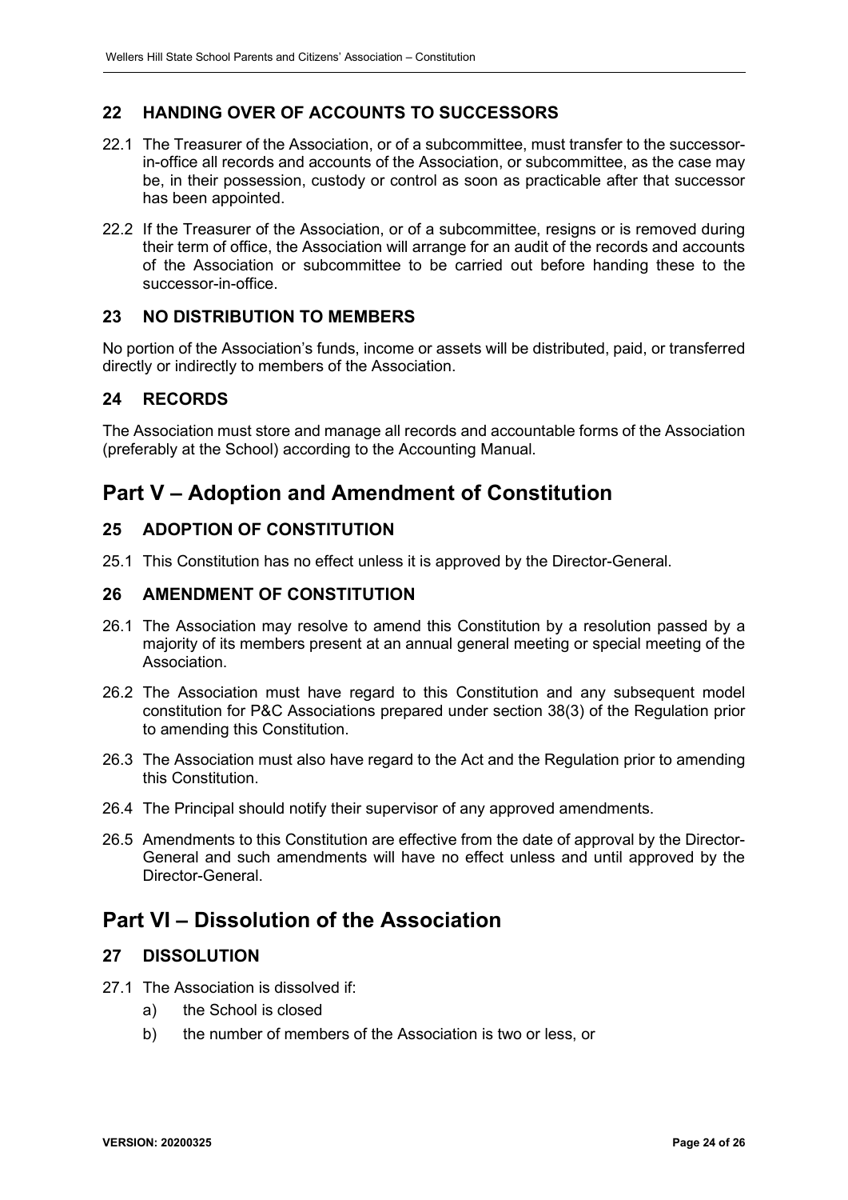## 22 HANDING OVER OF ACCOUNTS TO SUCCESSORS

22.1 The Treasurer of the Association, or of a subcommittee, must transfer to the successor-in-office all records and accounts of the Association, or subcommittee, as the case may be, in their possession, custody or control as soon as practicable after that successor has been appointed.

22.2 If the Treasurer of the Association, or of a subcommittee, resigns or is removed during their term of office, the Association will arrange for an audit of the records and accounts of the Association or subcommittee to be carried out before handing these to the successor-in-office.

## 23 NO DISTRIBUTION TO MEMBERS

No portion of the Association's funds, income or assets will be distributed, paid, or transferred directly or indirectly to members of the Association.

## 24 RECORDS

The Association must store and manage all records and accountable forms of the Association (preferably at the School) according to the Accounting Manual.

# Part V – Adoption and Amendment of Constitution

## 25 ADOPTION OF CONSTITUTION

25.1 This Constitution has no effect unless it is approved by the Director-General.

## 26 AMENDMENT OF CONSTITUTION

26.1 The Association may resolve to amend this Constitution by a resolution passed by a majority of its members present at an annual general meeting or special meeting of the Association.

26.2 The Association must have regard to this Constitution and any subsequent model constitution for P&C Associations prepared under section 38(3) of the Regulation prior to amending this Constitution.

26.3 The Association must also have regard to the Act and the Regulation prior to amending this Constitution.

26.4 The Principal should notify their supervisor of any approved amendments.

26.5 Amendments to this Constitution are effective from the date of approval by the Director-General and such amendments will have no effect unless and until approved by the Director-General.

# Part VI – Dissolution of the Association

## 27 DISSOLUTION

27.1 The Association is dissolved if:

- a) the School is closed
- b) the number of members of the Association is two or less, or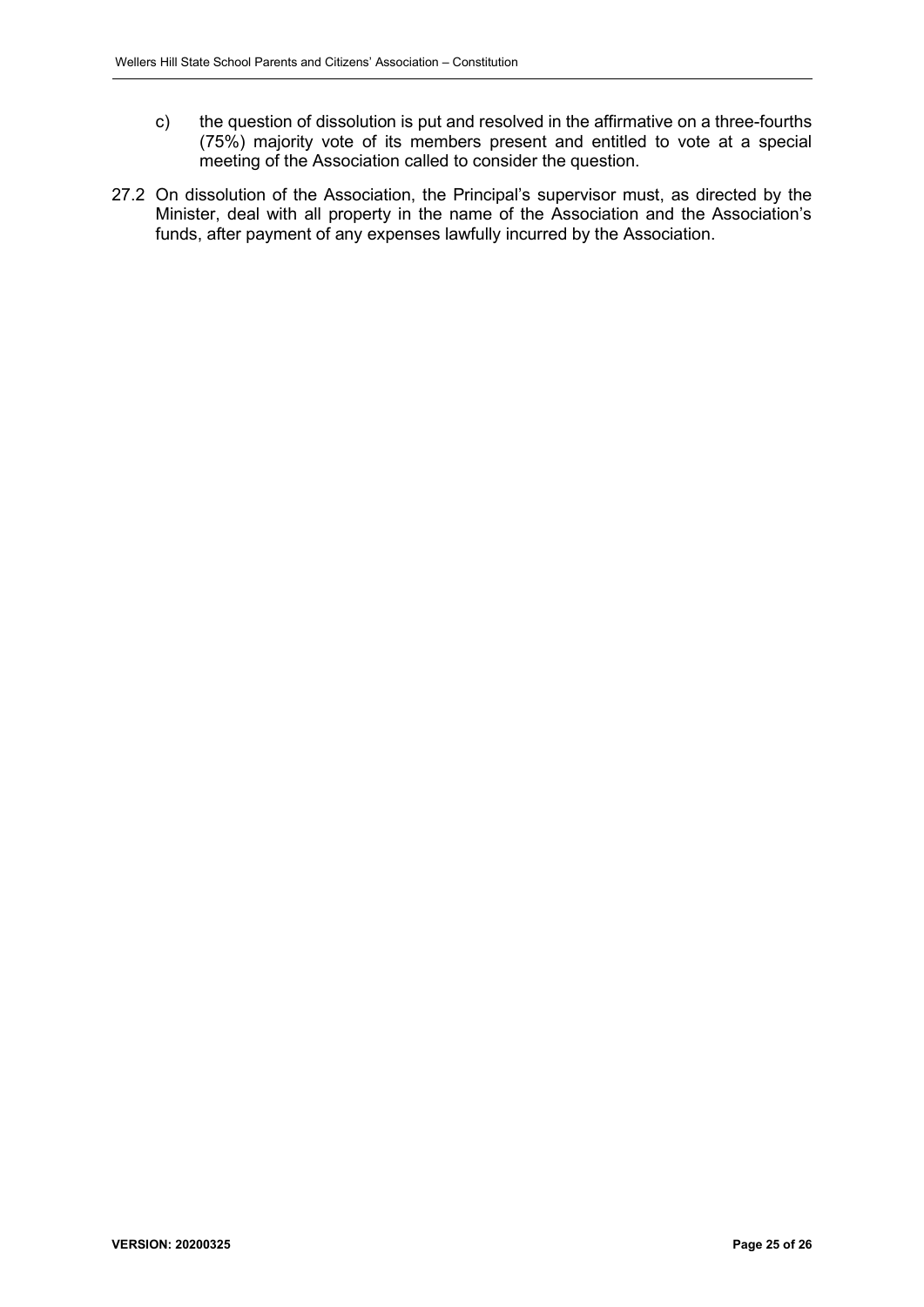c) the question of dissolution is put and resolved in the affirmative on a three-fourths (75%) majority vote of its members present and entitled to vote at a special meeting of the Association called to consider the question.

27.2 On dissolution of the Association, the Principal's supervisor must, as directed by the Minister, deal with all property in the name of the Association and the Association's funds, after payment of any expenses lawfully incurred by the Association.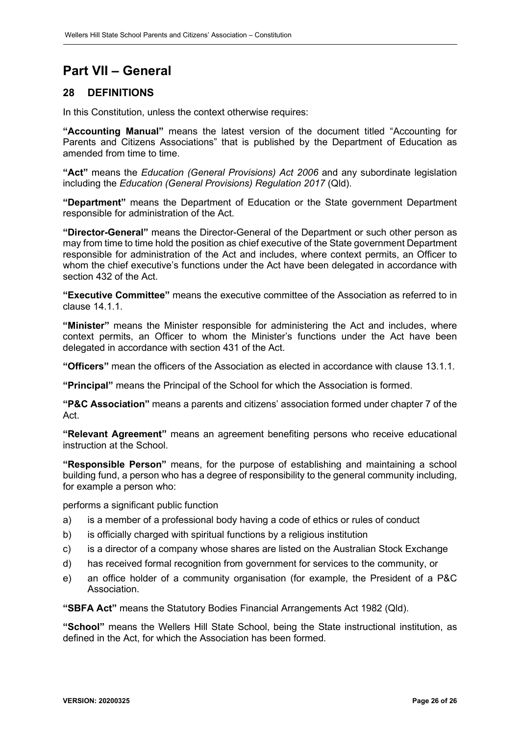# Part VII – General

## 28 DEFINITIONS

In this Constitution, unless the context otherwise requires:

**"Accounting Manual"** means the latest version of the document titled "Accounting for Parents and Citizens Associations" that is published by the Department of Education as amended from time to time.

**"Act"** means the *Education (General Provisions) Act 2006* and any subordinate legislation including the *Education (General Provisions) Regulation 2017* (Qld).

**"Department"** means the Department of Education or the State government Department responsible for administration of the Act.

**"Director-General"** means the Director-General of the Department or such other person as may from time to time hold the position as chief executive of the State government Department responsible for administration of the Act and includes, where context permits, an Officer to whom the chief executive's functions under the Act have been delegated in accordance with section 432 of the Act.

**"Executive Committee"** means the executive committee of the Association as referred to in clause 14.1.1.

**"Minister"** means the Minister responsible for administering the Act and includes, where context permits, an Officer to whom the Minister's functions under the Act have been delegated in accordance with section 431 of the Act.

**"Officers"** mean the officers of the Association as elected in accordance with clause 13.1.1.

**"Principal"** means the Principal of the School for which the Association is formed.

**"P&C Association"** means a parents and citizens' association formed under chapter 7 of the Act.

**"Relevant Agreement"** means an agreement benefiting persons who receive educational instruction at the School.

**"Responsible Person"** means, for the purpose of establishing and maintaining a school building fund, a person who has a degree of responsibility to the general community including, for example a person who:

performs a significant public function

a) is a member of a professional body having a code of ethics or rules of conduct

b) is officially charged with spiritual functions by a religious institution

c) is a director of a company whose shares are listed on the Australian Stock Exchange

d) has received formal recognition from government for services to the community, or

e) an office holder of a community organisation (for example, the President of a P&C Association.

**"SBFA Act"** means the Statutory Bodies Financial Arrangements Act 1982 (Qld).

**"School"** means the Wellers Hill State School, being the State instructional institution, as defined in the Act, for which the Association has been formed.